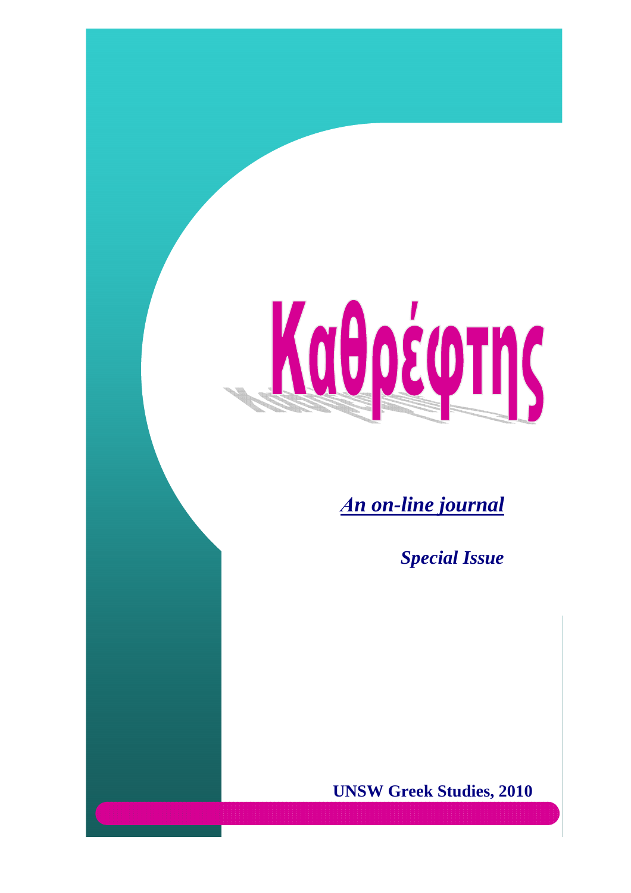# Καθρέφτης

***An on-line journal***

***Special Issue***

**UNSW Greek Studies, 2010**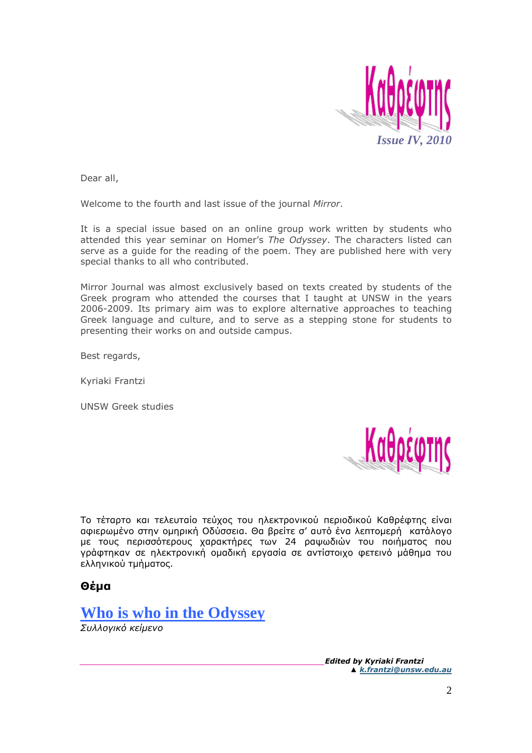Καθρέφτης

*Issue IV, 2010*

Dear all,

Welcome to the fourth and last issue of the journal *Mirror*.

It is a special issue based on an online group work written by students who attended this year seminar on Homer's *The Odyssey*. The characters listed can serve as a guide for the reading of the poem. They are published here with very special thanks to all who contributed.

Mirror Journal was almost exclusively based on texts created by students of the Greek program who attended the courses that I taught at UNSW in the years 2006-2009. Its primary aim was to explore alternative approaches to teaching Greek language and culture, and to serve as a stepping stone for students to presenting their works on and outside campus.

Best regards,

Kyriaki Frantzi

UNSW Greek studies

Καθρέφτης

Το τέταρτο και τελευταίο τεύχος του ηλεκτρονικού περιοδικού Καθρέφτης είναι αφιερωμένο στην ομηρική Οδύσσεια. Θα βρείτε σ' αυτό ένα λεπτομερή κατάλογο με τους περισσότερους χαρακτήρες των 24 ραψωδιών του ποιήματος που γράφτηκαν σε ηλεκτρονική ομαδική εργασία σε αντίστοιχο φετεινό μάθημα του ελληνικού τμήματος.

**Θέμα**

## Who is who in the Odyssey

*Συλλογικό κείμενο*

***Edited by Kyriaki Frantzi***
▲ ***k.frantzi@unsw.edu.au***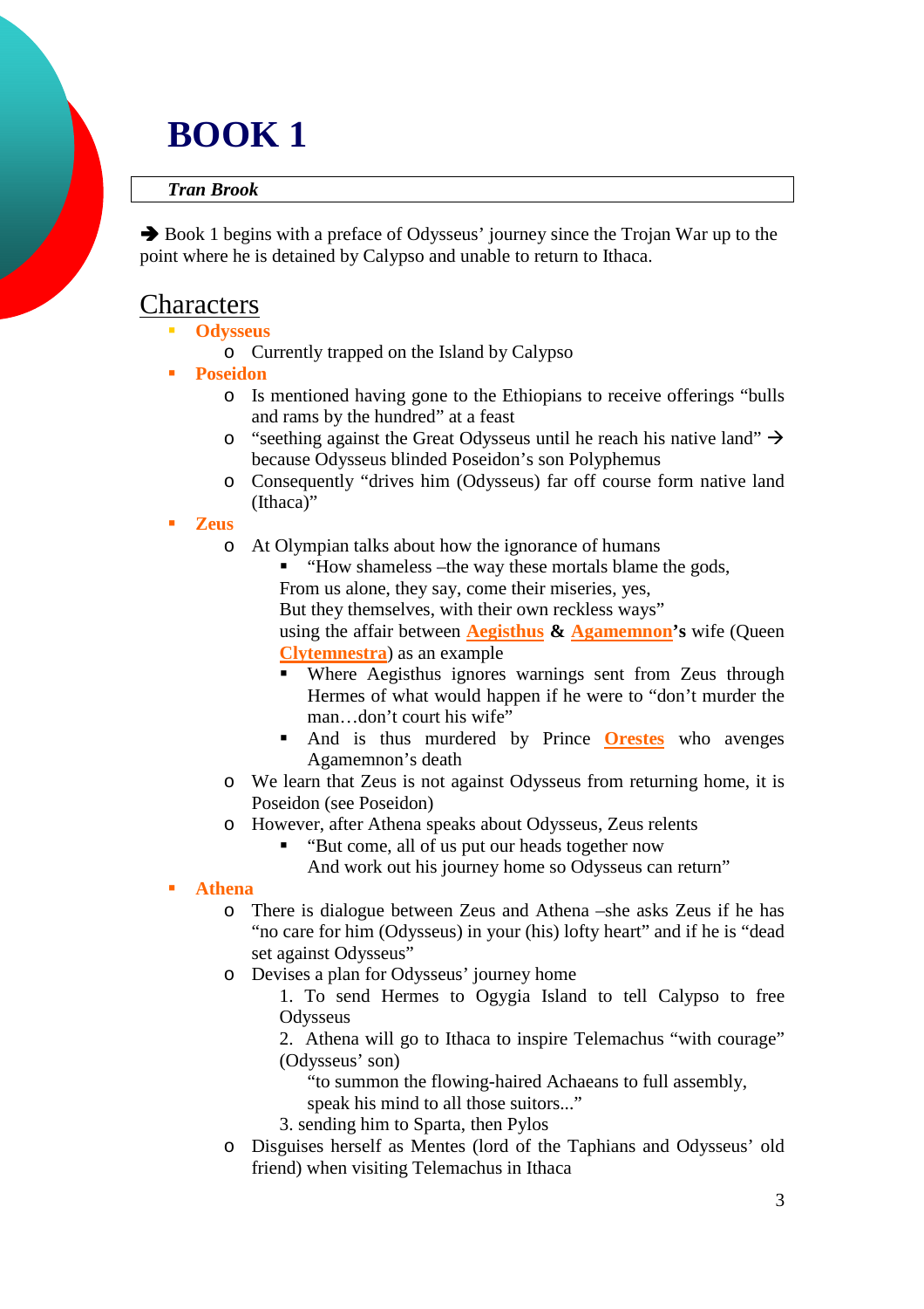# BOOK 1

***Tran Brook***

➔ Book 1 begins with a preface of Odysseus' journey since the Trojan War up to the point where he is detained by Calypso and unable to return to Ithaca.

## Characters

- **Odysseus**
  - Currently trapped on the Island by Calypso
- **Poseidon**
  - Is mentioned having gone to the Ethiopians to receive offerings "bulls and rams by the hundred" at a feast
  - "seething against the Great Odysseus until he reach his native land" → because Odysseus blinded Poseidon's son Polyphemus
  - Consequently "drives him (Odysseus) far off course form native land (Ithaca)"
- **Zeus**
  - At Olympian talks about how the ignorance of humans
    - "How shameless –the way these mortals blame the gods,
    From us alone, they say, come their miseries, yes,
    But they themselves, with their own reckless ways"
    using the affair between **Aegisthus** **&** **Agamemnon's** wife (Queen **Clytemnestra**) as an example
    - Where Aegisthus ignores warnings sent from Zeus through Hermes of what would happen if he were to "don't murder the man…don't court his wife"
    - And is thus murdered by Prince **Orestes** who avenges Agamemnon's death
  - We learn that Zeus is not against Odysseus from returning home, it is Poseidon (see Poseidon)
  - However, after Athena speaks about Odysseus, Zeus relents
    - "But come, all of us put our heads together now
    And work out his journey home so Odysseus can return"
- **Athena**
  - There is dialogue between Zeus and Athena –she asks Zeus if he has "no care for him (Odysseus) in your (his) lofty heart" and if he is "dead set against Odysseus"
  - Devises a plan for Odysseus' journey home
    1. To send Hermes to Ogygia Island to tell Calypso to free Odysseus
    2. Athena will go to Ithaca to inspire Telemachus "with courage" (Odysseus' son)
       "to summon the flowing-haired Achaeans to full assembly,
       speak his mind to all those suitors..."
    3. sending him to Sparta, then Pylos
  - Disguises herself as Mentes (lord of the Taphians and Odysseus' old friend) when visiting Telemachus in Ithaca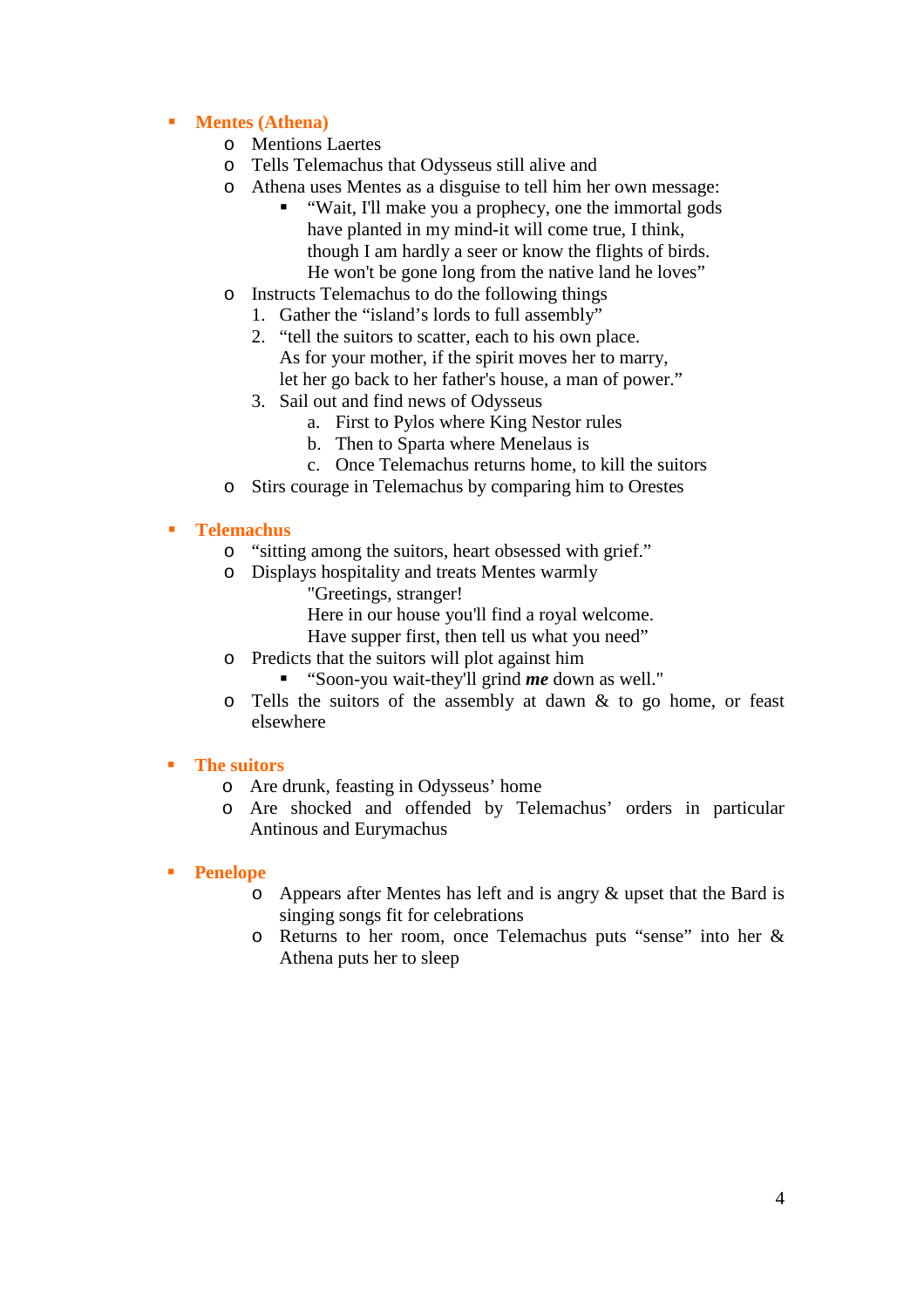- **Mentes (Athena)**
  - Mentions Laertes
  - Tells Telemachus that Odysseus still alive and
  - Athena uses Mentes as a disguise to tell him her own message:
    - "Wait, I'll make you a prophecy, one the immortal gods have planted in my mind-it will come true, I think, though I am hardly a seer or know the flights of birds. He won't be gone long from the native land he loves"
  - Instructs Telemachus to do the following things
    1. Gather the "island's lords to full assembly"
    2. "tell the suitors to scatter, each to his own place.  
       As for your mother, if the spirit moves her to marry,  
       let her go back to her father's house, a man of power."
    3. Sail out and find news of Odysseus
       a. First to Pylos where King Nestor rules
       b. Then to Sparta where Menelaus is
       c. Once Telemachus returns home, to kill the suitors
  - Stirs courage in Telemachus by comparing him to Orestes

- **Telemachus**
  - "sitting among the suitors, heart obsessed with grief."
  - Displays hospitality and treats Mentes warmly

    "Greetings, stranger!  
    Here in our house you'll find a royal welcome.  
    Have supper first, then tell us what you need"
  - Predicts that the suitors will plot against him
    - "Soon-you wait-they'll grind ***me*** down as well."
  - Tells the suitors of the assembly at dawn & to go home, or feast elsewhere

- **The suitors**
  - Are drunk, feasting in Odysseus' home
  - Are shocked and offended by Telemachus' orders in particular Antinous and Eurymachus

- **Penelope**
  - Appears after Mentes has left and is angry & upset that the Bard is singing songs fit for celebrations
  - Returns to her room, once Telemachus puts "sense" into her & Athena puts her to sleep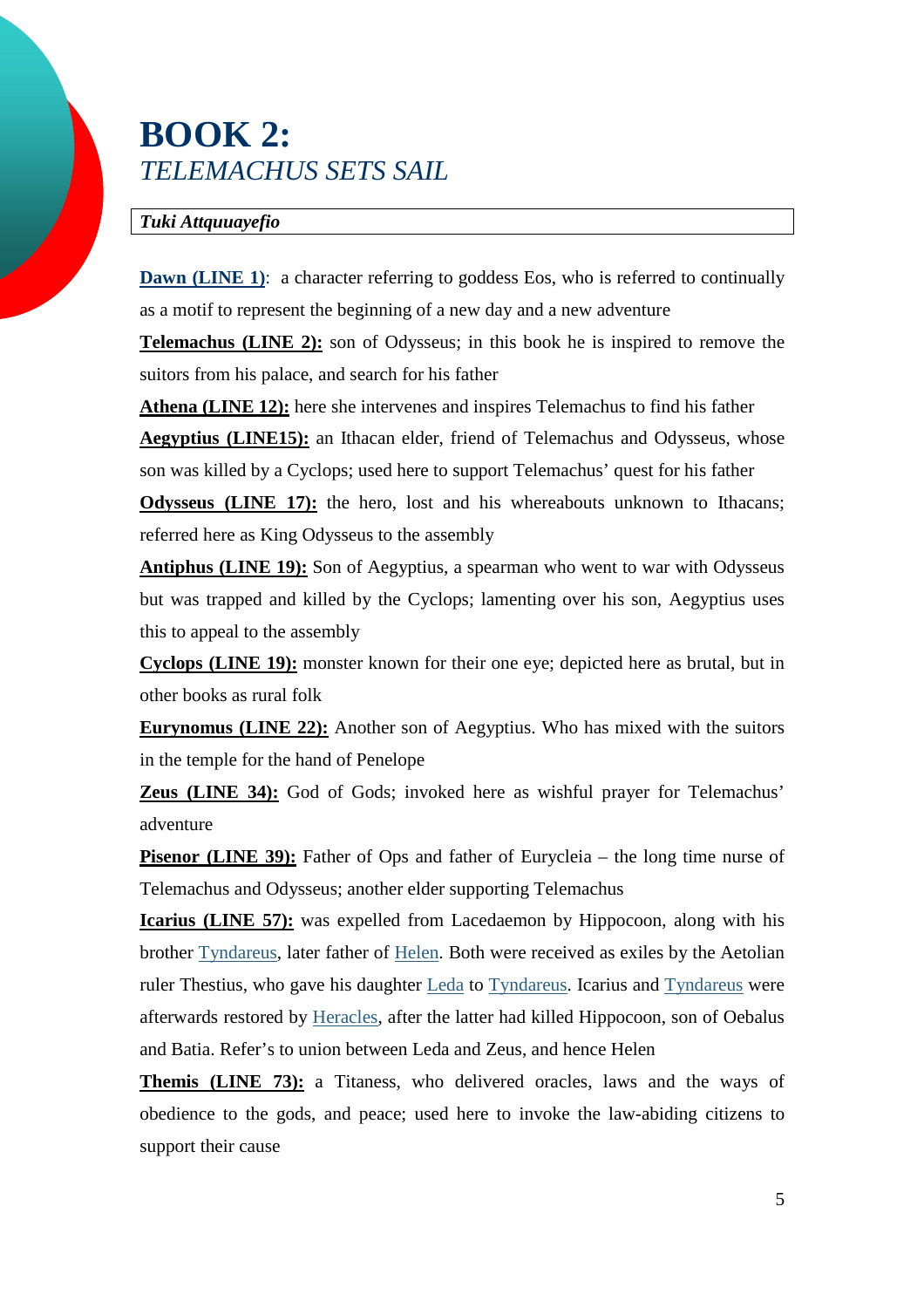# BOOK 2: *TELEMACHUS SETS SAIL*

***Tuki Attquuayefio***

**Dawn (LINE 1)**: a character referring to goddess Eos, who is referred to continually as a motif to represent the beginning of a new day and a new adventure

**Telemachus (LINE 2):** son of Odysseus; in this book he is inspired to remove the suitors from his palace, and search for his father

**Athena (LINE 12):** here she intervenes and inspires Telemachus to find his father

**Aegyptius (LINE15):** an Ithacan elder, friend of Telemachus and Odysseus, whose son was killed by a Cyclops; used here to support Telemachus' quest for his father

**Odysseus (LINE 17):** the hero, lost and his whereabouts unknown to Ithacans; referred here as King Odysseus to the assembly

**Antiphus (LINE 19):** Son of Aegyptius, a spearman who went to war with Odysseus but was trapped and killed by the Cyclops; lamenting over his son, Aegyptius uses this to appeal to the assembly

**Cyclops (LINE 19):** monster known for their one eye; depicted here as brutal, but in other books as rural folk

**Eurynomus (LINE 22):** Another son of Aegyptius. Who has mixed with the suitors in the temple for the hand of Penelope

**Zeus (LINE 34):** God of Gods; invoked here as wishful prayer for Telemachus' adventure

**Pisenor (LINE 39):** Father of Ops and father of Eurycleia – the long time nurse of Telemachus and Odysseus; another elder supporting Telemachus

**Icarius (LINE 57):** was expelled from Lacedaemon by Hippocoon, along with his brother Tyndareus, later father of Helen. Both were received as exiles by the Aetolian ruler Thestius, who gave his daughter Leda to Tyndareus. Icarius and Tyndareus were afterwards restored by Heracles, after the latter had killed Hippocoon, son of Oebalus and Batia. Refer's to union between Leda and Zeus, and hence Helen

**Themis (LINE 73):** a Titaness, who delivered oracles, laws and the ways of obedience to the gods, and peace; used here to invoke the law-abiding citizens to support their cause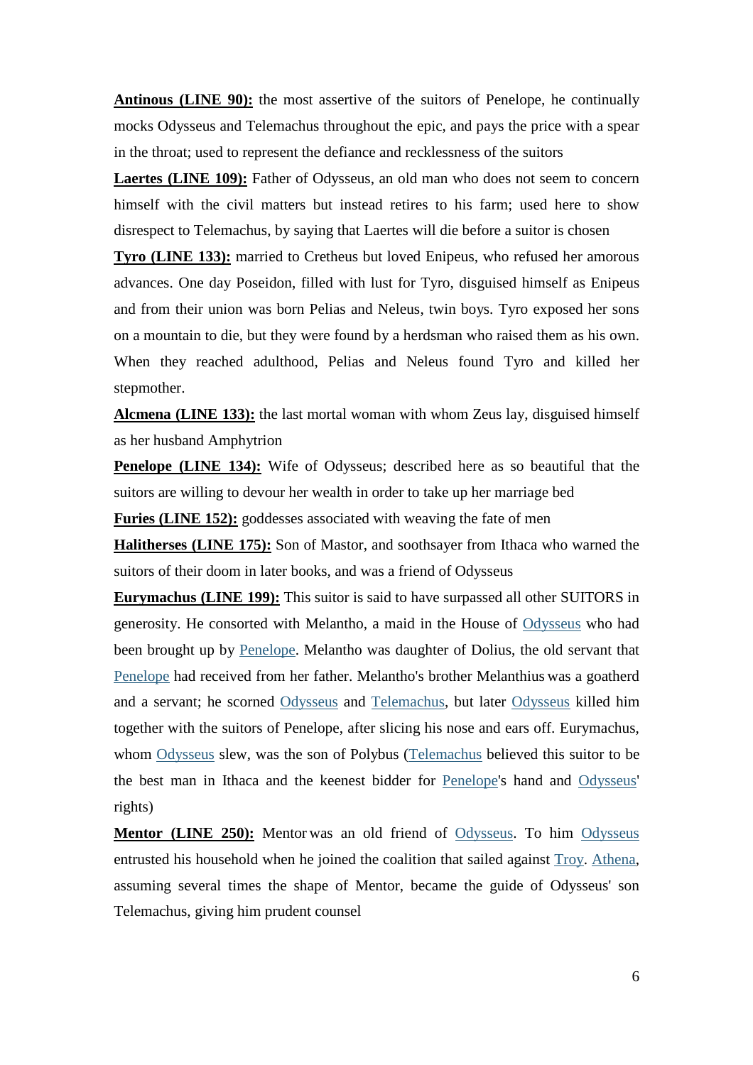**Antinous (LINE 90):** the most assertive of the suitors of Penelope, he continually mocks Odysseus and Telemachus throughout the epic, and pays the price with a spear in the throat; used to represent the defiance and recklessness of the suitors

**Laertes (LINE 109):** Father of Odysseus, an old man who does not seem to concern himself with the civil matters but instead retires to his farm; used here to show disrespect to Telemachus, by saying that Laertes will die before a suitor is chosen

**Tyro (LINE 133):** married to Cretheus but loved Enipeus, who refused her amorous advances. One day Poseidon, filled with lust for Tyro, disguised himself as Enipeus and from their union was born Pelias and Neleus, twin boys. Tyro exposed her sons on a mountain to die, but they were found by a herdsman who raised them as his own. When they reached adulthood, Pelias and Neleus found Tyro and killed her stepmother.

**Alcmena (LINE 133):** the last mortal woman with whom Zeus lay, disguised himself as her husband Amphytrion

**Penelope (LINE 134):** Wife of Odysseus; described here as so beautiful that the suitors are willing to devour her wealth in order to take up her marriage bed

**Furies (LINE 152):** goddesses associated with weaving the fate of men

**Halitherses (LINE 175):** Son of Mastor, and soothsayer from Ithaca who warned the suitors of their doom in later books, and was a friend of Odysseus

**Eurymachus (LINE 199):** This suitor is said to have surpassed all other SUITORS in generosity. He consorted with Melantho, a maid in the House of Odysseus who had been brought up by Penelope. Melantho was daughter of Dolius, the old servant that Penelope had received from her father. Melantho's brother Melanthius was a goatherd and a servant; he scorned Odysseus and Telemachus, but later Odysseus killed him together with the suitors of Penelope, after slicing his nose and ears off. Eurymachus, whom Odysseus slew, was the son of Polybus (Telemachus believed this suitor to be the best man in Ithaca and the keenest bidder for Penelope's hand and Odysseus' rights)

**Mentor (LINE 250):** Mentor was an old friend of Odysseus. To him Odysseus entrusted his household when he joined the coalition that sailed against Troy. Athena, assuming several times the shape of Mentor, became the guide of Odysseus' son Telemachus, giving him prudent counsel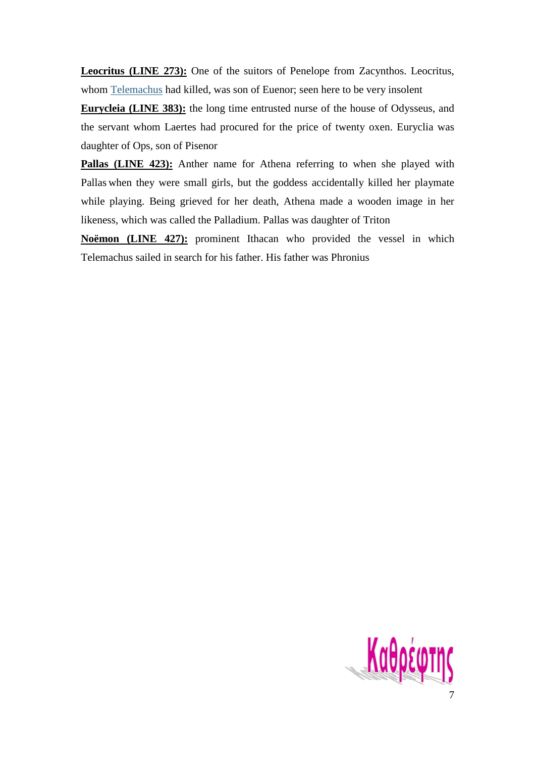**<u>Leocritus (LINE 273):</u>** One of the suitors of Penelope from Zacynthos. Leocritus, whom Telemachus had killed, was son of Euenor; seen here to be very insolent

**<u>Eurycleia (LINE 383):</u>** the long time entrusted nurse of the house of Odysseus, and the servant whom Laertes had procured for the price of twenty oxen. Euryclia was daughter of Ops, son of Pisenor

**<u>Pallas (LINE 423):</u>** Anther name for Athena referring to when she played with Pallas when they were small girls, but the goddess accidentally killed her playmate while playing. Being grieved for her death, Athena made a wooden image in her likeness, which was called the Palladium. Pallas was daughter of Triton

**<u>Noëmon (LINE 427):</u>** prominent Ithacan who provided the vessel in which Telemachus sailed in search for his father. His father was Phronius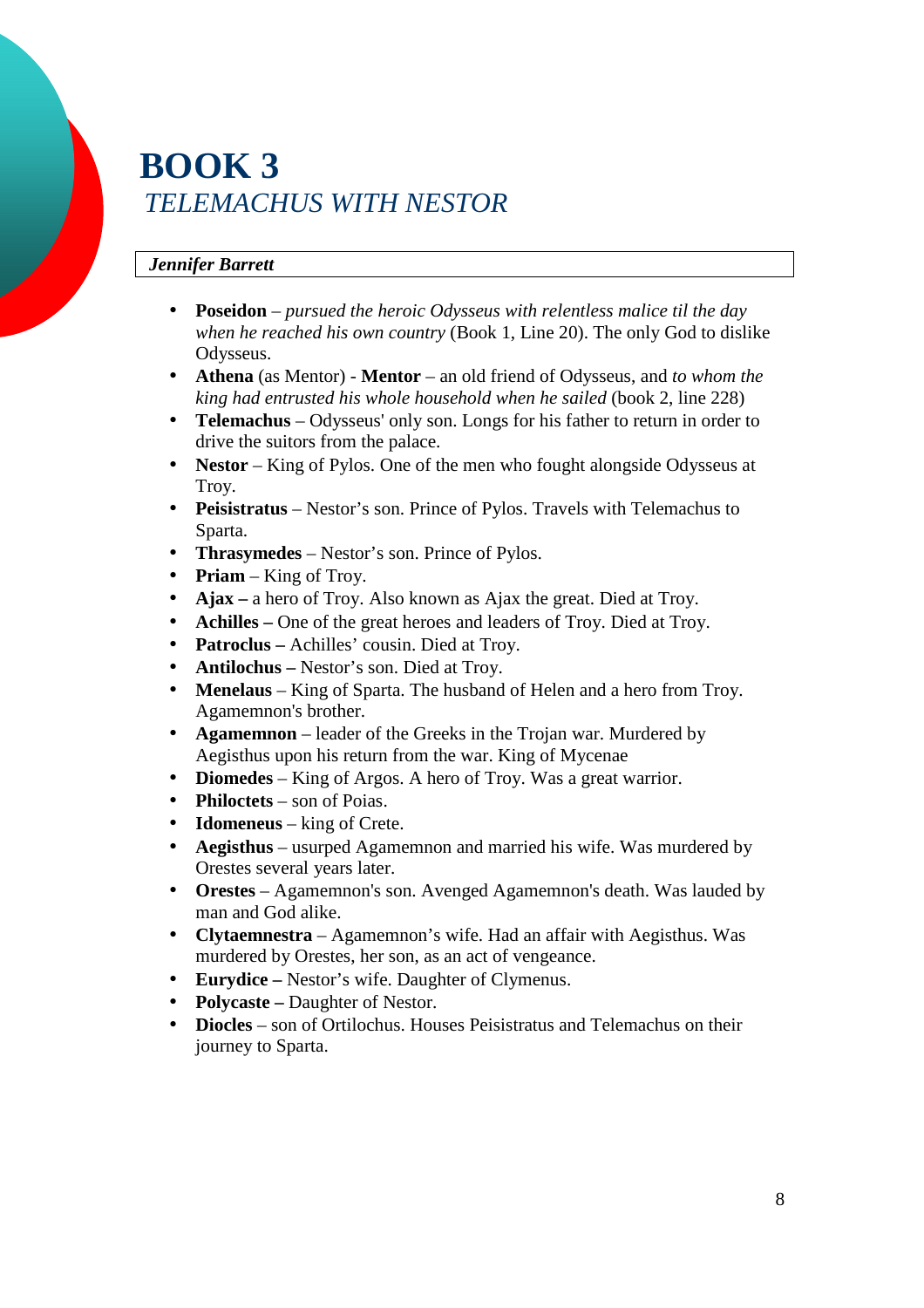# BOOK 3

## *TELEMACHUS WITH NESTOR*

***Jennifer Barrett***

- **Poseidon** – *pursued the heroic Odysseus with relentless malice til the day when he reached his own country* (Book 1, Line 20). The only God to dislike Odysseus.
- **Athena** (as Mentor) - **Mentor** – an old friend of Odysseus, and *to whom the king had entrusted his whole household when he sailed* (book 2, line 228)
- **Telemachus** – Odysseus' only son. Longs for his father to return in order to drive the suitors from the palace.
- **Nestor** – King of Pylos. One of the men who fought alongside Odysseus at Troy.
- **Peisistratus** – Nestor's son. Prince of Pylos. Travels with Telemachus to Sparta.
- **Thrasymedes** – Nestor's son. Prince of Pylos.
- **Priam** – King of Troy.
- **Ajax –** a hero of Troy. Also known as Ajax the great. Died at Troy.
- **Achilles –** One of the great heroes and leaders of Troy. Died at Troy.
- **Patroclus –** Achilles' cousin. Died at Troy.
- **Antilochus –** Nestor's son. Died at Troy.
- **Menelaus** – King of Sparta. The husband of Helen and a hero from Troy. Agamemnon's brother.
- **Agamemnon** – leader of the Greeks in the Trojan war. Murdered by Aegisthus upon his return from the war. King of Mycenae
- **Diomedes** – King of Argos. A hero of Troy. Was a great warrior.
- **Philoctets** – son of Poias.
- **Idomeneus** – king of Crete.
- **Aegisthus** – usurped Agamemnon and married his wife. Was murdered by Orestes several years later.
- **Orestes** – Agamemnon's son. Avenged Agamemnon's death. Was lauded by man and God alike.
- **Clytaemnestra** – Agamemnon's wife. Had an affair with Aegisthus. Was murdered by Orestes, her son, as an act of vengeance.
- **Eurydice –** Nestor's wife. Daughter of Clymenus.
- **Polycaste –** Daughter of Nestor.
- **Diocles** – son of Ortilochus. Houses Peisistratus and Telemachus on their journey to Sparta.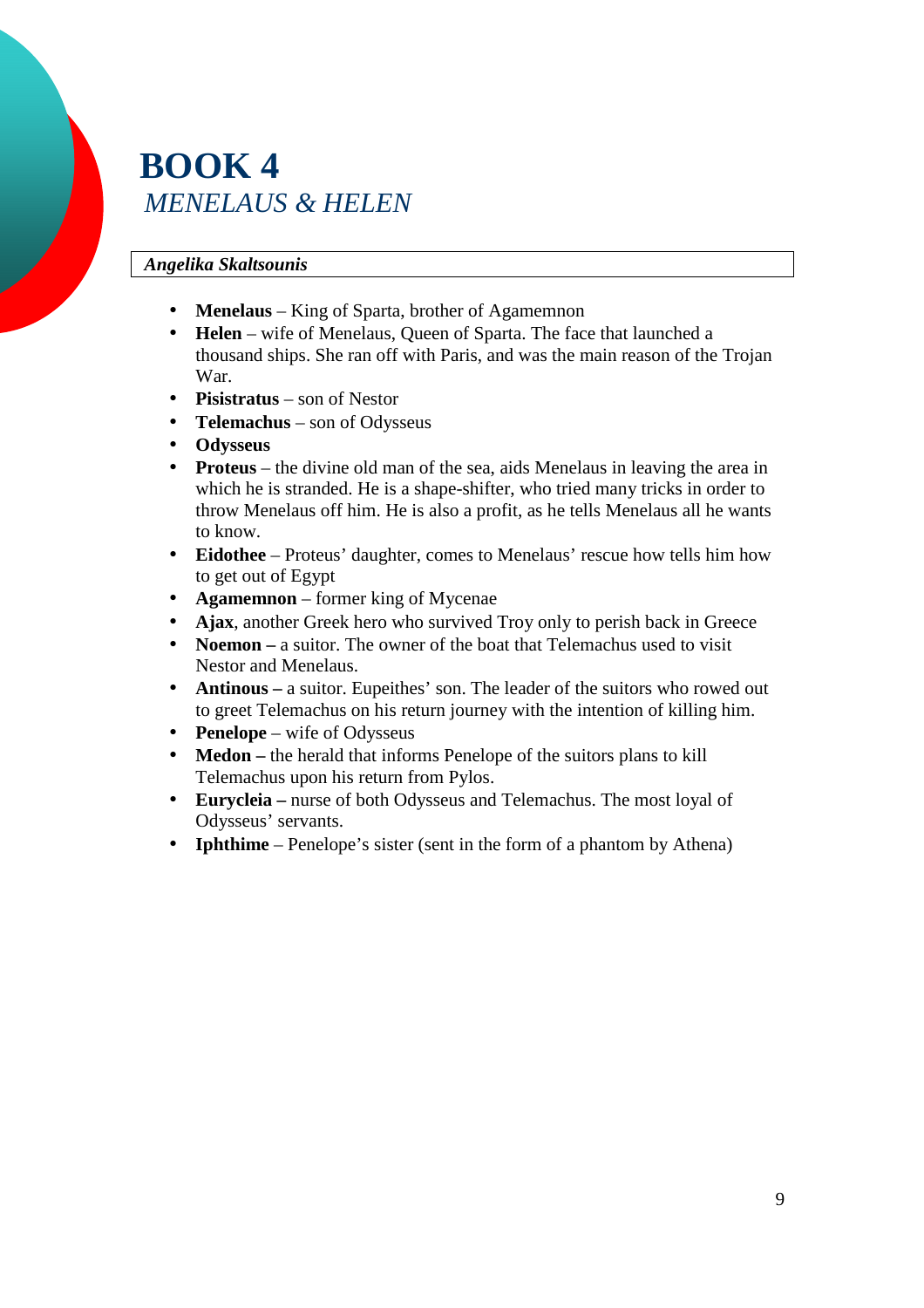# BOOK 4

## *MENELAUS & HELEN*

***Angelika Skaltsounis***

- **Menelaus** – King of Sparta, brother of Agamemnon
- **Helen** – wife of Menelaus, Queen of Sparta. The face that launched a thousand ships. She ran off with Paris, and was the main reason of the Trojan War.
- **Pisistratus** – son of Nestor
- **Telemachus** – son of Odysseus
- **Odysseus**
- **Proteus** – the divine old man of the sea, aids Menelaus in leaving the area in which he is stranded. He is a shape-shifter, who tried many tricks in order to throw Menelaus off him. He is also a profit, as he tells Menelaus all he wants to know.
- **Eidothee** – Proteus' daughter, comes to Menelaus' rescue how tells him how to get out of Egypt
- **Agamemnon** – former king of Mycenae
- **Ajax**, another Greek hero who survived Troy only to perish back in Greece
- **Noemon –** a suitor. The owner of the boat that Telemachus used to visit Nestor and Menelaus.
- **Antinous –** a suitor. Eupeithes' son. The leader of the suitors who rowed out to greet Telemachus on his return journey with the intention of killing him.
- **Penelope** – wife of Odysseus
- **Medon –** the herald that informs Penelope of the suitors plans to kill Telemachus upon his return from Pylos.
- **Eurycleia –** nurse of both Odysseus and Telemachus. The most loyal of Odysseus' servants.
- **Iphthime** – Penelope's sister (sent in the form of a phantom by Athena)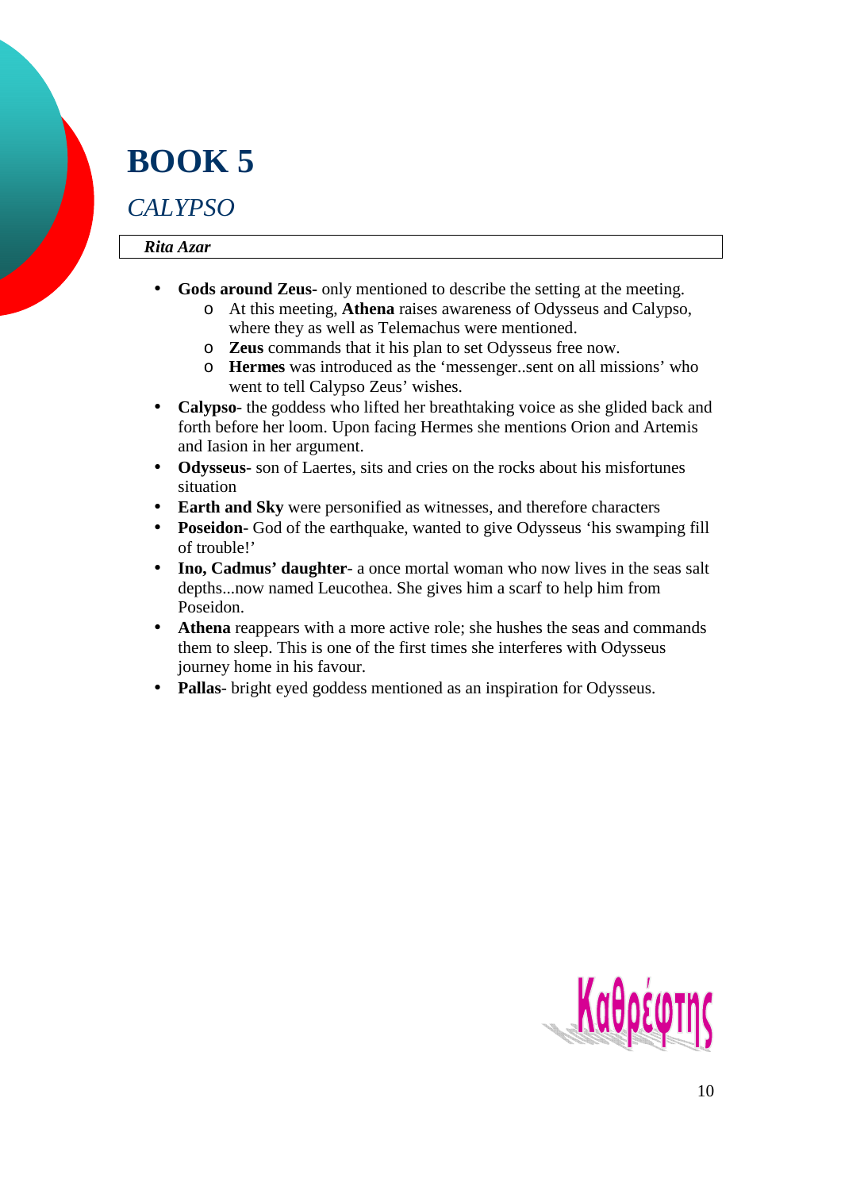# BOOK 5

## *CALYPSO*

***Rita Azar***

- **Gods around Zeus-** only mentioned to describe the setting at the meeting.
  - At this meeting, **Athena** raises awareness of Odysseus and Calypso, where they as well as Telemachus were mentioned.
  - **Zeus** commands that it his plan to set Odysseus free now.
  - **Hermes** was introduced as the 'messenger..sent on all missions' who went to tell Calypso Zeus' wishes.
- **Calypso**- the goddess who lifted her breathtaking voice as she glided back and forth before her loom. Upon facing Hermes she mentions Orion and Artemis and Iasion in her argument.
- **Odysseus**- son of Laertes, sits and cries on the rocks about his misfortunes situation
- **Earth and Sky** were personified as witnesses, and therefore characters
- **Poseidon**- God of the earthquake, wanted to give Odysseus 'his swamping fill of trouble!'
- **Ino, Cadmus' daughter**- a once mortal woman who now lives in the seas salt depths...now named Leucothea. She gives him a scarf to help him from Poseidon.
- **Athena** reappears with a more active role; she hushes the seas and commands them to sleep. This is one of the first times she interferes with Odysseus journey home in his favour.
- **Pallas**- bright eyed goddess mentioned as an inspiration for Odysseus.

Καθρέφτης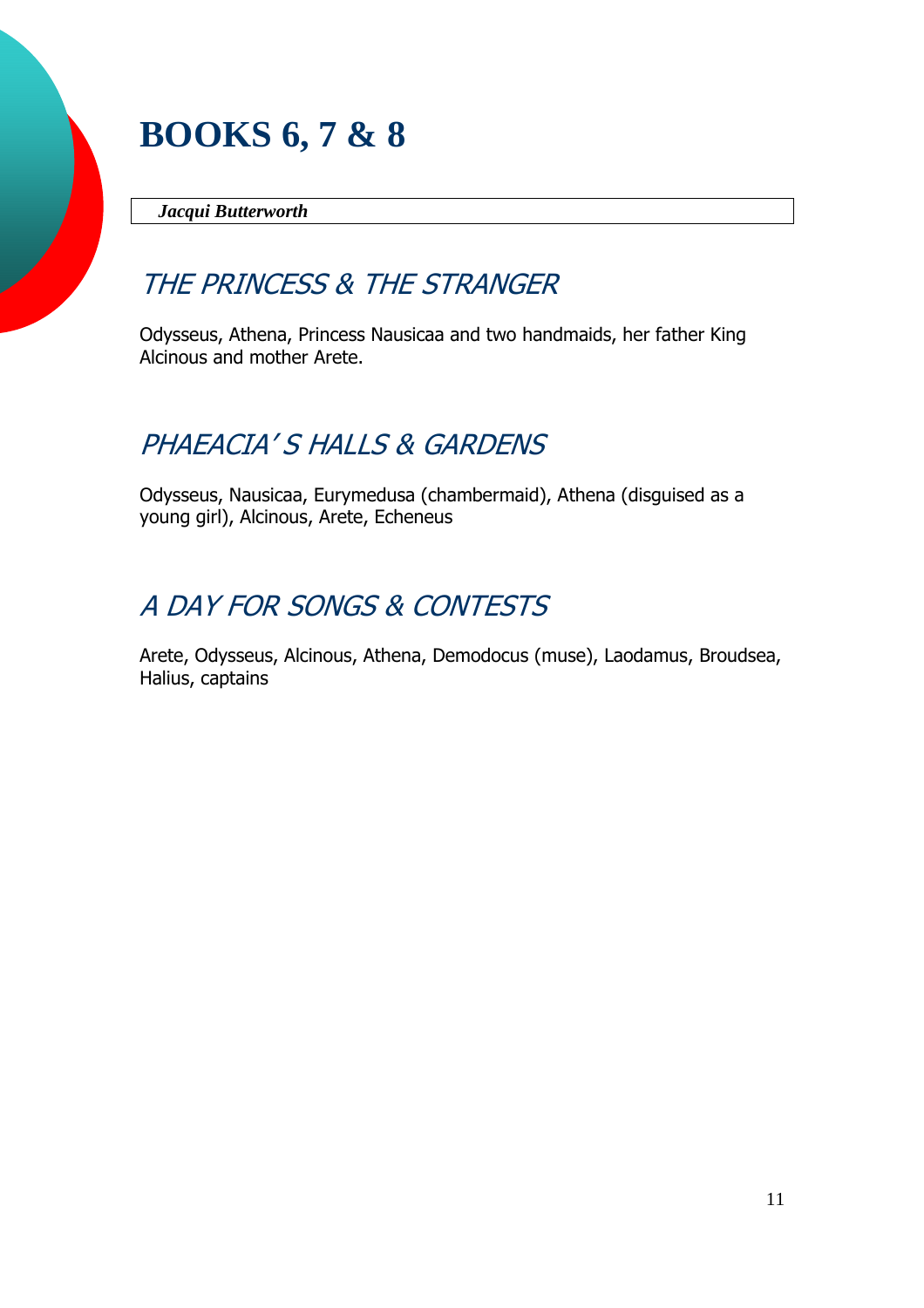# BOOKS 6, 7 & 8

***Jacqui Butterworth***

## *THE PRINCESS & THE STRANGER*

Odysseus, Athena, Princess Nausicaa and two handmaids, her father King Alcinous and mother Arete.

## *PHAEACIA' S HALLS & GARDENS*

Odysseus, Nausicaa, Eurymedusa (chambermaid), Athena (disguised as a young girl), Alcinous, Arete, Echeneus

## *A DAY FOR SONGS & CONTESTS*

Arete, Odysseus, Alcinous, Athena, Demodocus (muse), Laodamus, Broudsea, Halius, captains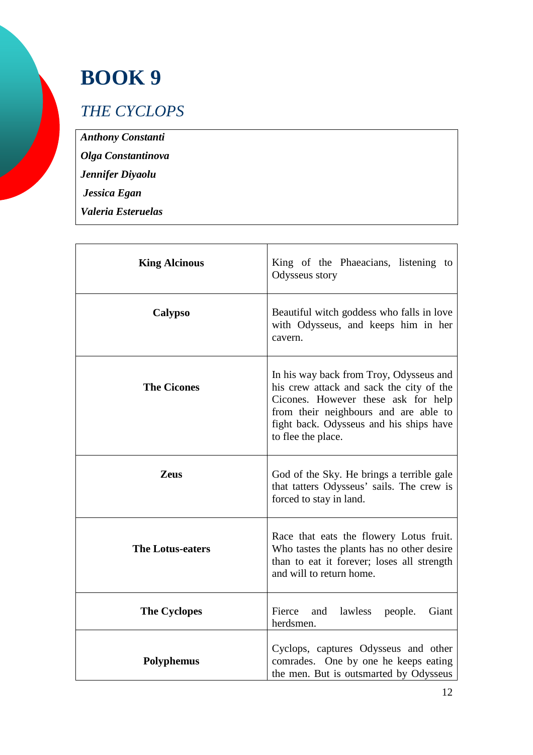# BOOK 9

## *THE CYCLOPS*

***Anthony Constanti***

***Olga Constantinova***

***Jennifer Diyaolu***

***Jessica Egan***

***Valeria Esteruelas***

| | |
|---|---|
| **King Alcinous** | King of the Phaeacians, listening to Odysseus story |
| **Calypso** | Beautiful witch goddess who falls in love with Odysseus, and keeps him in her cavern. |
| **The Cicones** | In his way back from Troy, Odysseus and his crew attack and sack the city of the Cicones. However these ask for help from their neighbours and are able to fight back. Odysseus and his ships have to flee the place. |
| **Zeus** | God of the Sky. He brings a terrible gale that tatters Odysseus' sails. The crew is forced to stay in land. |
| **The Lotus-eaters** | Race that eats the flowery Lotus fruit. Who tastes the plants has no other desire than to eat it forever; loses all strength and will to return home. |
| **The Cyclopes** | Fierce and lawless people. Giant herdsmen. |
| **Polyphemus** | Cyclops, captures Odysseus and other comrades. One by one he keeps eating the men. But is outsmarted by Odysseus |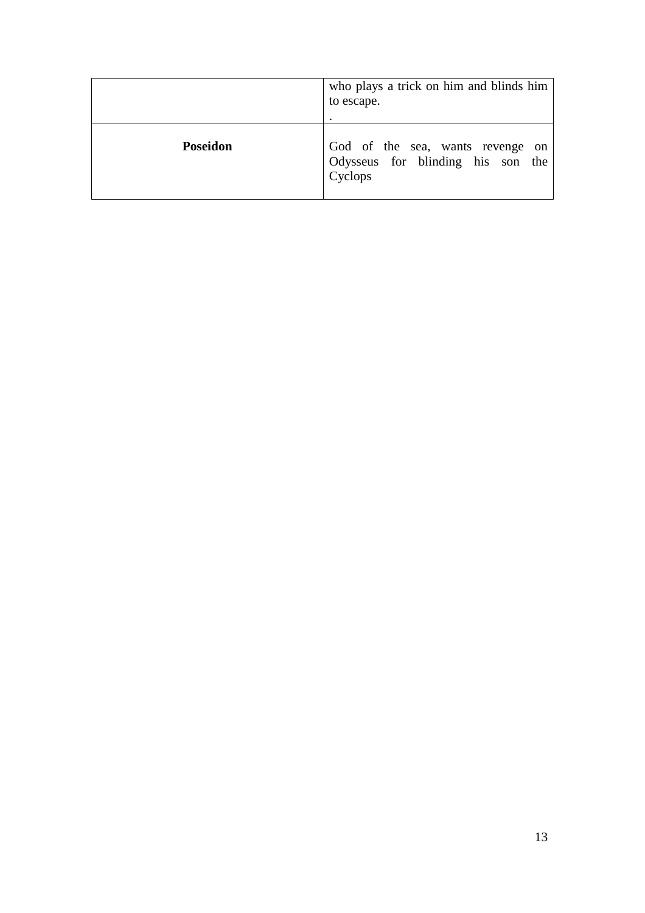| | |
|---|---|
| | who plays a trick on him and blinds him to escape.<br>. |
| **Poseidon** | God of the sea, wants revenge on Odysseus for blinding his son the Cyclops |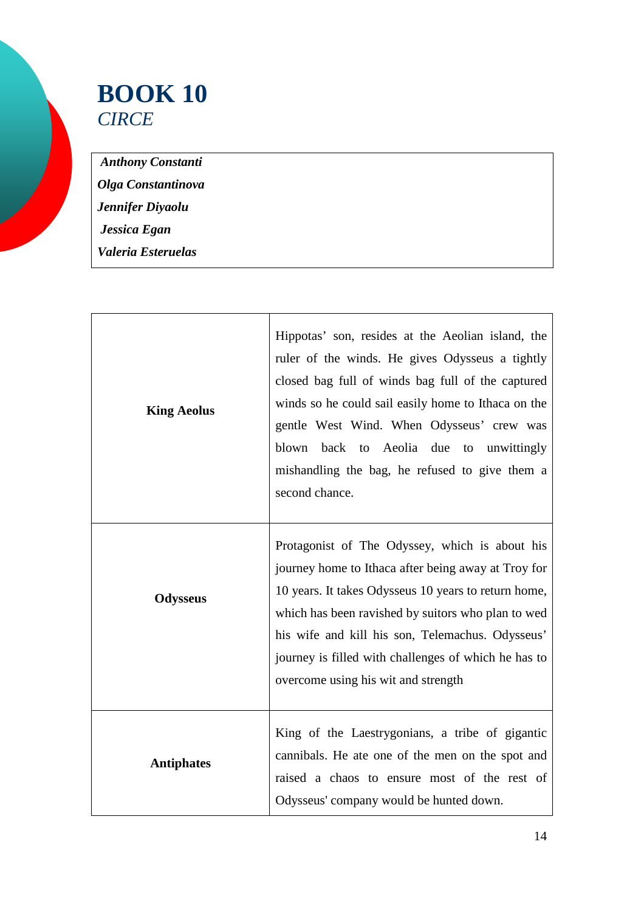# BOOK 10

*CIRCE*

***Anthony Constanti***
***Olga Constantinova***
***Jennifer Diyaolu***
***Jessica Egan***
***Valeria Esteruelas***

| | |
|---|---|
| **King Aeolus** | Hippotas' son, resides at the Aeolian island, the ruler of the winds. He gives Odysseus a tightly closed bag full of winds bag full of the captured winds so he could sail easily home to Ithaca on the gentle West Wind. When Odysseus' crew was blown back to Aeolia due to unwittingly mishandling the bag, he refused to give them a second chance. |
| **Odysseus** | Protagonist of The Odyssey, which is about his journey home to Ithaca after being away at Troy for 10 years. It takes Odysseus 10 years to return home, which has been ravished by suitors who plan to wed his wife and kill his son, Telemachus. Odysseus' journey is filled with challenges of which he has to overcome using his wit and strength |
| **Antiphates** | King of the Laestrygonians, a tribe of gigantic cannibals. He ate one of the men on the spot and raised a chaos to ensure most of the rest of Odysseus' company would be hunted down. |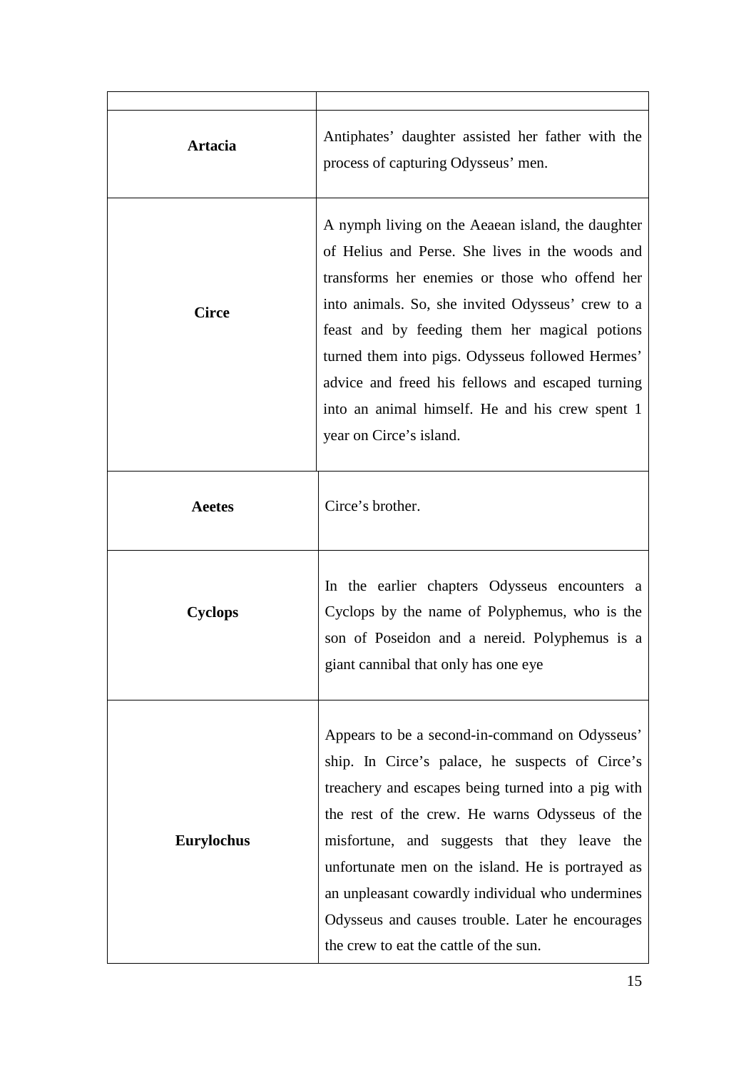| | |
|---|---|
| **Artacia** | Antiphates' daughter assisted her father with the process of capturing Odysseus' men. |
| **Circe** | A nymph living on the Aeaean island, the daughter of Helius and Perse. She lives in the woods and transforms her enemies or those who offend her into animals. So, she invited Odysseus' crew to a feast and by feeding them her magical potions turned them into pigs. Odysseus followed Hermes' advice and freed his fellows and escaped turning into an animal himself. He and his crew spent 1 year on Circe's island. |
| **Aeetes** | Circe's brother. |
| **Cyclops** | In the earlier chapters Odysseus encounters a Cyclops by the name of Polyphemus, who is the son of Poseidon and a nereid. Polyphemus is a giant cannibal that only has one eye |
| **Eurylochus** | Appears to be a second-in-command on Odysseus' ship. In Circe's palace, he suspects of Circe's treachery and escapes being turned into a pig with the rest of the crew. He warns Odysseus of the misfortune, and suggests that they leave the unfortunate men on the island. He is portrayed as an unpleasant cowardly individual who undermines Odysseus and causes trouble. Later he encourages the crew to eat the cattle of the sun. |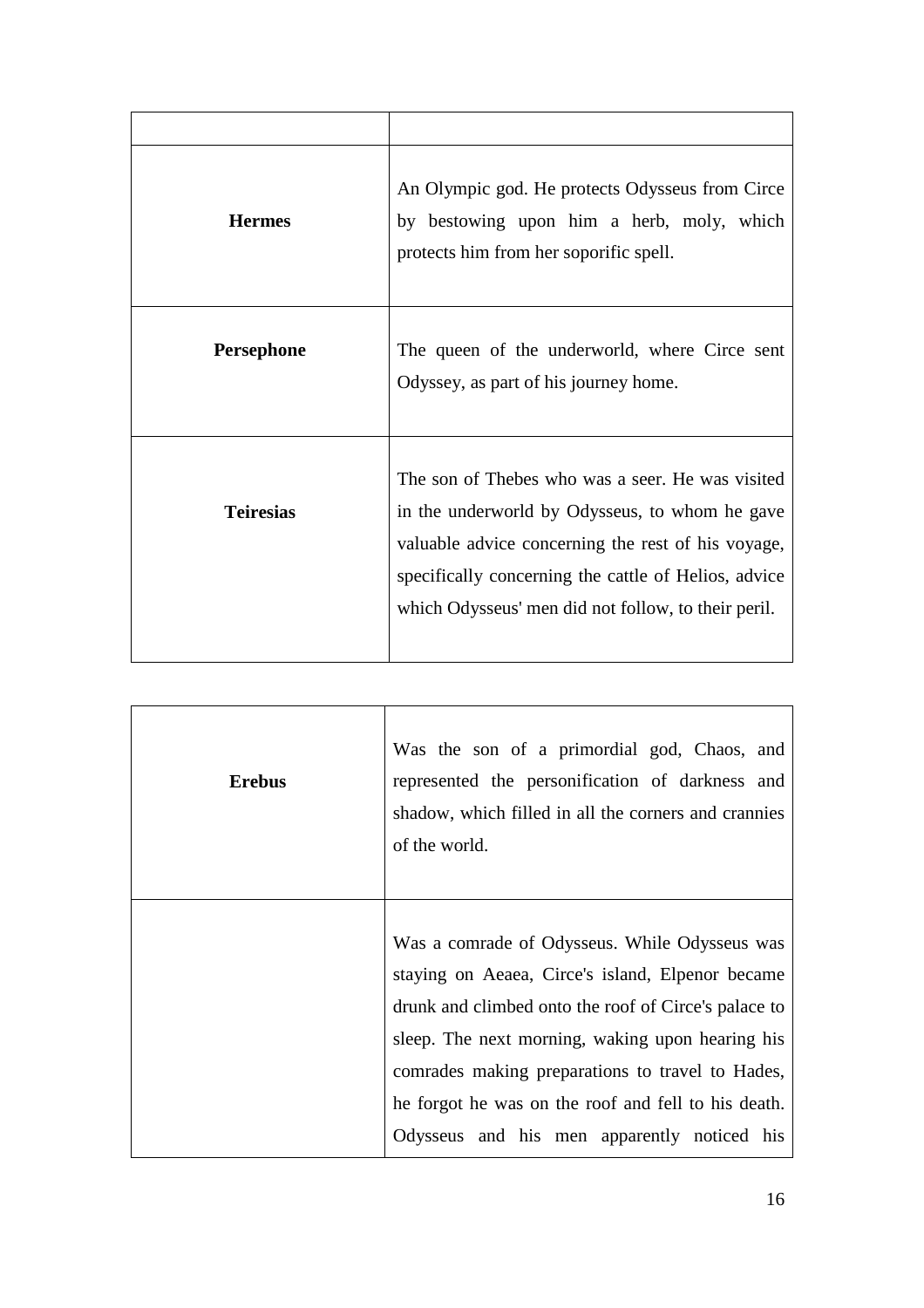| | |
|---|---|
| **Hermes** | An Olympic god. He protects Odysseus from Circe by bestowing upon him a herb, moly, which protects him from her soporific spell. |
| **Persephone** | The queen of the underworld, where Circe sent Odyssey, as part of his journey home. |
| **Teiresias** | The son of Thebes who was a seer. He was visited in the underworld by Odysseus, to whom he gave valuable advice concerning the rest of his voyage, specifically concerning the cattle of Helios, advice which Odysseus' men did not follow, to their peril. |

| | |
|---|---|
| **Erebus** | Was the son of a primordial god, Chaos, and represented the personification of darkness and shadow, which filled in all the corners and crannies of the world. |
| | Was a comrade of Odysseus. While Odysseus was staying on Aeaea, Circe's island, Elpenor became drunk and climbed onto the roof of Circe's palace to sleep. The next morning, waking upon hearing his comrades making preparations to travel to Hades, he forgot he was on the roof and fell to his death. Odysseus and his men apparently noticed his |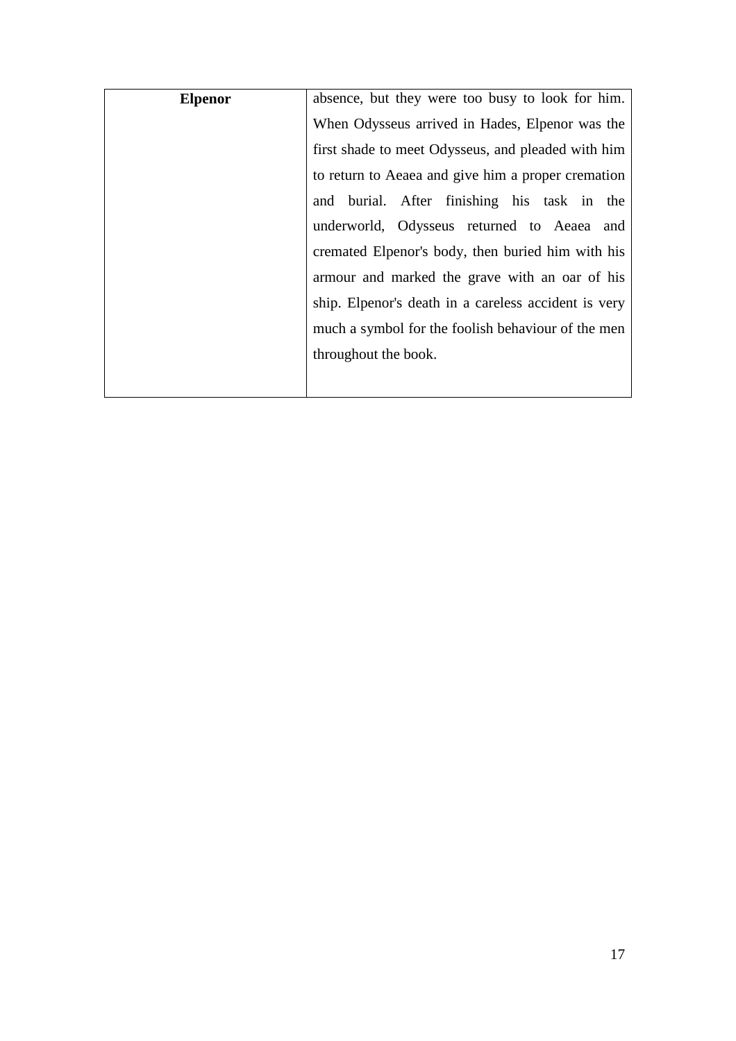| Elpenor | absence, but they were too busy to look for him. When Odysseus arrived in Hades, Elpenor was the first shade to meet Odysseus, and pleaded with him to return to Aeaea and give him a proper cremation and burial. After finishing his task in the underworld, Odysseus returned to Aeaea and cremated Elpenor's body, then buried him with his armour and marked the grave with an oar of his ship. Elpenor's death in a careless accident is very much a symbol for the foolish behaviour of the men throughout the book. |
|---|---|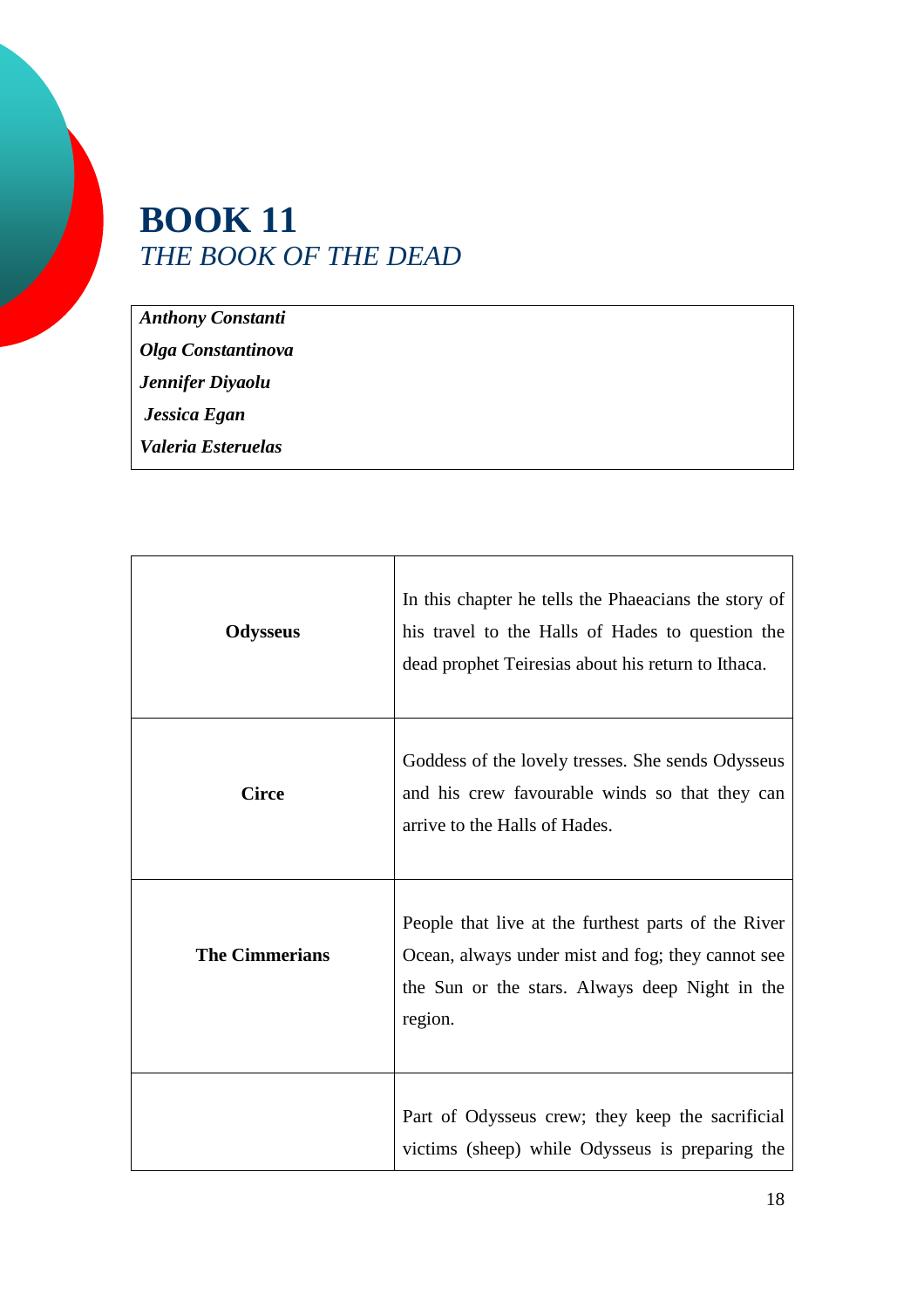# BOOK 11

## *THE BOOK OF THE DEAD*

| ***Anthony Constanti***<br>***Olga Constantinova***<br>***Jennifer Diyaolu***<br>***Jessica Egan***<br>***Valeria Esteruelas*** |
|---|

| | |
|---|---|
| **Odysseus** | In this chapter he tells the Phaeacians the story of his travel to the Halls of Hades to question the dead prophet Teiresias about his return to Ithaca. |
| **Circe** | Goddess of the lovely tresses. She sends Odysseus and his crew favourable winds so that they can arrive to the Halls of Hades. |
| **The Cimmerians** | People that live at the furthest parts of the River Ocean, always under mist and fog; they cannot see the Sun or the stars. Always deep Night in the region. |
| | Part of Odysseus crew; they keep the sacrificial victims (sheep) while Odysseus is preparing the |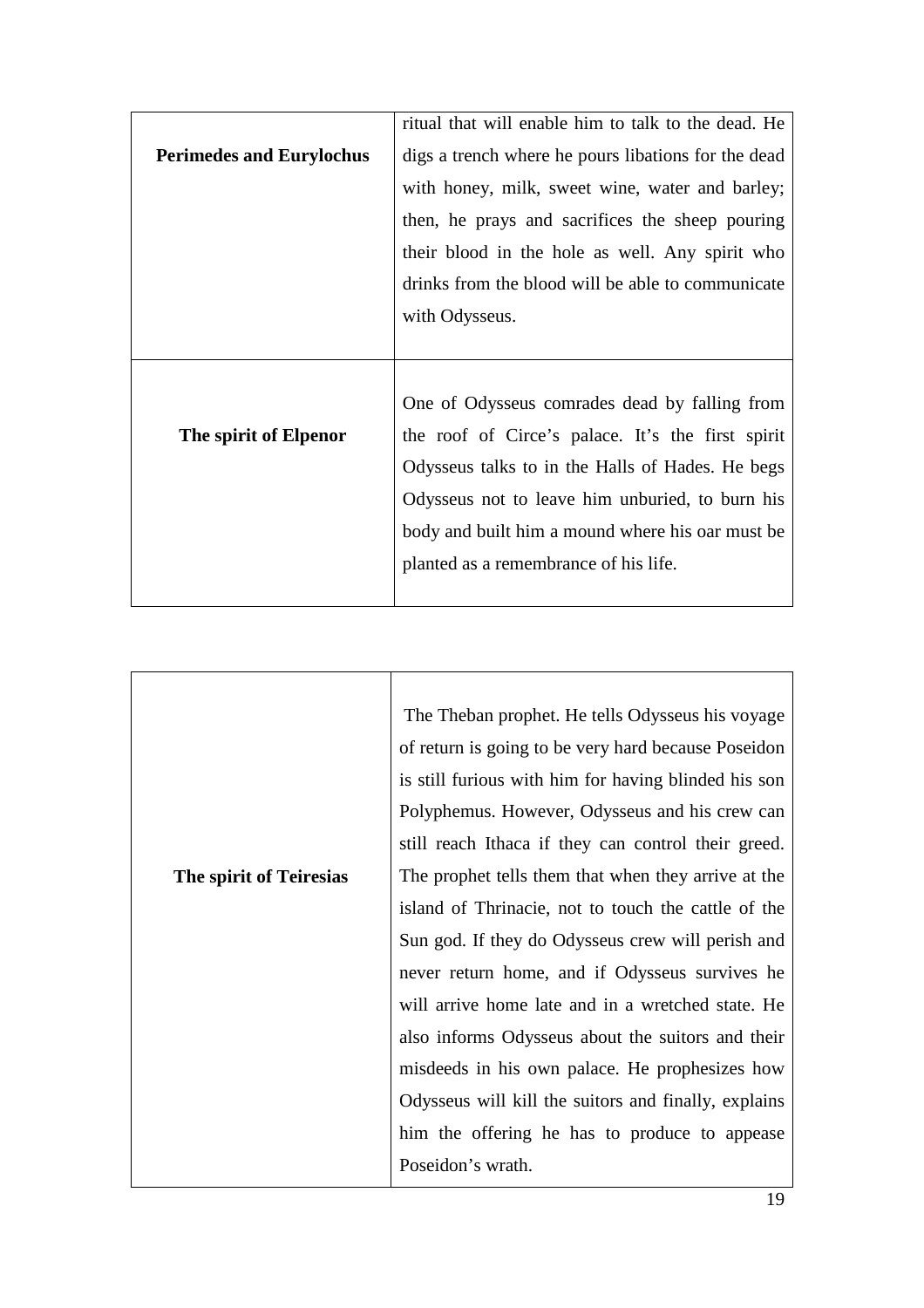| | |
|---|---|
| **Perimedes and Eurylochus** | ritual that will enable him to talk to the dead. He digs a trench where he pours libations for the dead with honey, milk, sweet wine, water and barley; then, he prays and sacrifices the sheep pouring their blood in the hole as well. Any spirit who drinks from the blood will be able to communicate with Odysseus. |
| **The spirit of Elpenor** | One of Odysseus comrades dead by falling from the roof of Circe's palace. It's the first spirit Odysseus talks to in the Halls of Hades. He begs Odysseus not to leave him unburied, to burn his body and built him a mound where his oar must be planted as a remembrance of his life. |

| | |
|---|---|
| **The spirit of Teiresias** | The Theban prophet. He tells Odysseus his voyage of return is going to be very hard because Poseidon is still furious with him for having blinded his son Polyphemus. However, Odysseus and his crew can still reach Ithaca if they can control their greed. The prophet tells them that when they arrive at the island of Thrinacie, not to touch the cattle of the Sun god. If they do Odysseus crew will perish and never return home, and if Odysseus survives he will arrive home late and in a wretched state. He also informs Odysseus about the suitors and their misdeeds in his own palace. He prophesizes how Odysseus will kill the suitors and finally, explains him the offering he has to produce to appease Poseidon's wrath. |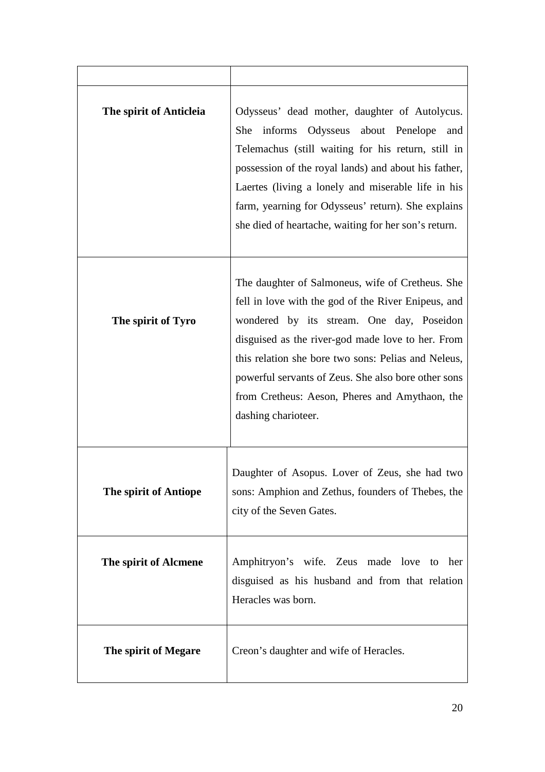| | |
|---|---|
| **The spirit of Anticleia** | Odysseus' dead mother, daughter of Autolycus. She informs Odysseus about Penelope and Telemachus (still waiting for his return, still in possession of the royal lands) and about his father, Laertes (living a lonely and miserable life in his farm, yearning for Odysseus' return). She explains she died of heartache, waiting for her son's return. |
| **The spirit of Tyro** | The daughter of Salmoneus, wife of Cretheus. She fell in love with the god of the River Enipeus, and wondered by its stream. One day, Poseidon disguised as the river-god made love to her. From this relation she bore two sons: Pelias and Neleus, powerful servants of Zeus. She also bore other sons from Cretheus: Aeson, Pheres and Amythaon, the dashing charioteer. |
| **The spirit of Antiope** | Daughter of Asopus. Lover of Zeus, she had two sons: Amphion and Zethus, founders of Thebes, the city of the Seven Gates. |
| **The spirit of Alcmene** | Amphitryon's wife. Zeus made love to her disguised as his husband and from that relation Heracles was born. |
| **The spirit of Megare** | Creon's daughter and wife of Heracles. |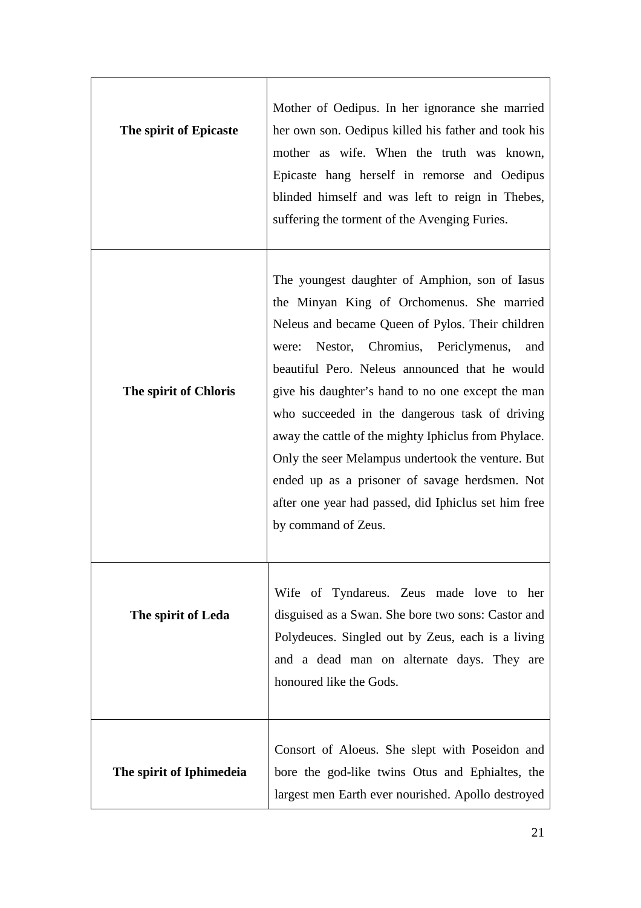| | |
|---|---|
| **The spirit of Epicaste** | Mother of Oedipus. In her ignorance she married her own son. Oedipus killed his father and took his mother as wife. When the truth was known, Epicaste hang herself in remorse and Oedipus blinded himself and was left to reign in Thebes, suffering the torment of the Avenging Furies. |
| **The spirit of Chloris** | The youngest daughter of Amphion, son of Iasus the Minyan King of Orchomenus. She married Neleus and became Queen of Pylos. Their children were: Nestor, Chromius, Periclymenus, and beautiful Pero. Neleus announced that he would give his daughter's hand to no one except the man who succeeded in the dangerous task of driving away the cattle of the mighty Iphiclus from Phylace. Only the seer Melampus undertook the venture. But ended up as a prisoner of savage herdsmen. Not after one year had passed, did Iphiclus set him free by command of Zeus. |
| **The spirit of Leda** | Wife of Tyndareus. Zeus made love to her disguised as a Swan. She bore two sons: Castor and Polydeuces. Singled out by Zeus, each is a living and a dead man on alternate days. They are honoured like the Gods. |
| **The spirit of Iphimedeia** | Consort of Aloeus. She slept with Poseidon and bore the god-like twins Otus and Ephialtes, the largest men Earth ever nourished. Apollo destroyed |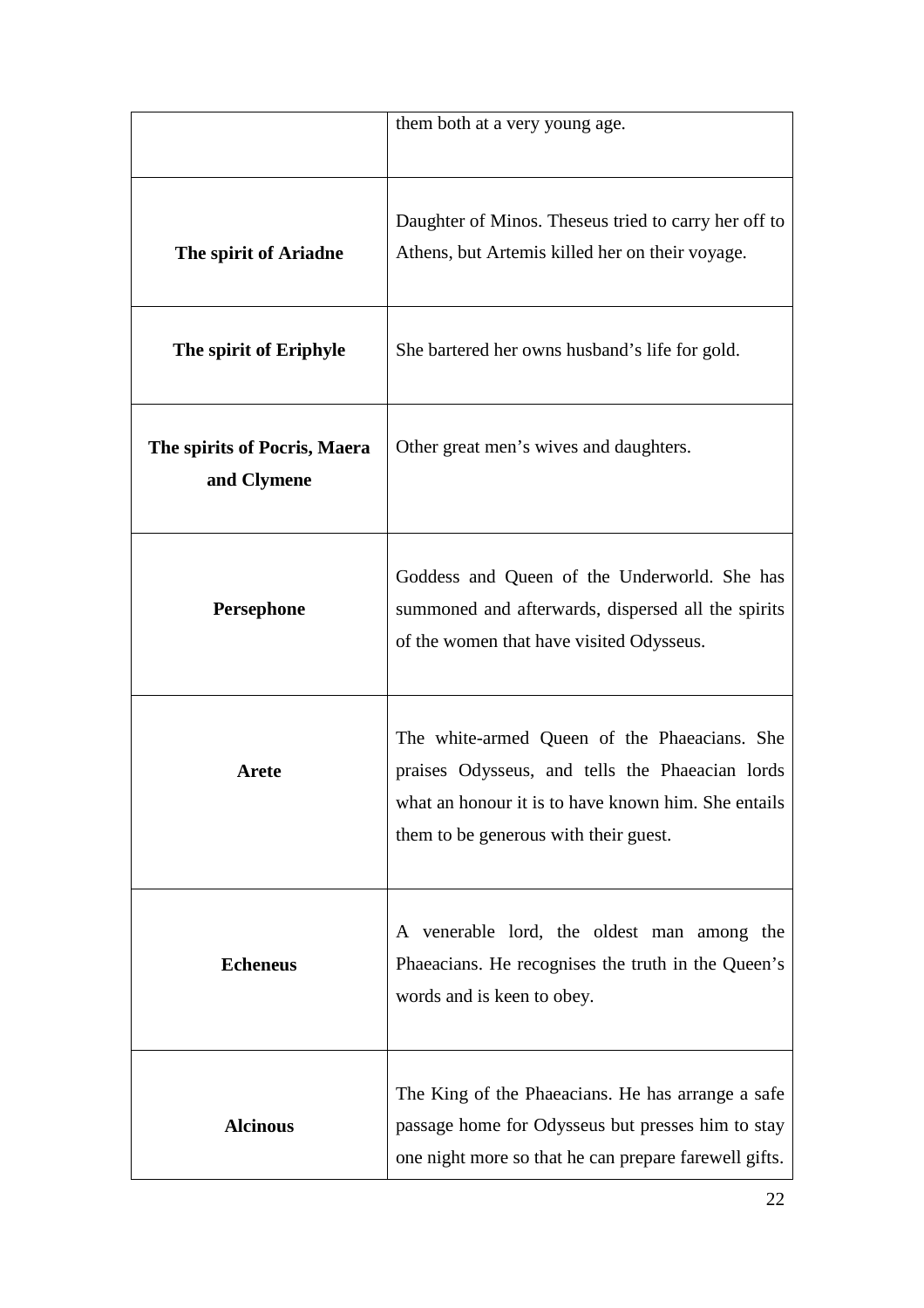| | |
|---|---|
| | them both at a very young age. |
| **The spirit of Ariadne** | Daughter of Minos. Theseus tried to carry her off to Athens, but Artemis killed her on their voyage. |
| **The spirit of Eriphyle** | She bartered her owns husband's life for gold. |
| **The spirits of Pocris, Maera and Clymene** | Other great men's wives and daughters. |
| **Persephone** | Goddess and Queen of the Underworld. She has summoned and afterwards, dispersed all the spirits of the women that have visited Odysseus. |
| **Arete** | The white-armed Queen of the Phaeacians. She praises Odysseus, and tells the Phaeacian lords what an honour it is to have known him. She entails them to be generous with their guest. |
| **Echeneus** | A venerable lord, the oldest man among the Phaeacians. He recognises the truth in the Queen's words and is keen to obey. |
| **Alcinous** | The King of the Phaeacians. He has arrange a safe passage home for Odysseus but presses him to stay one night more so that he can prepare farewell gifts. |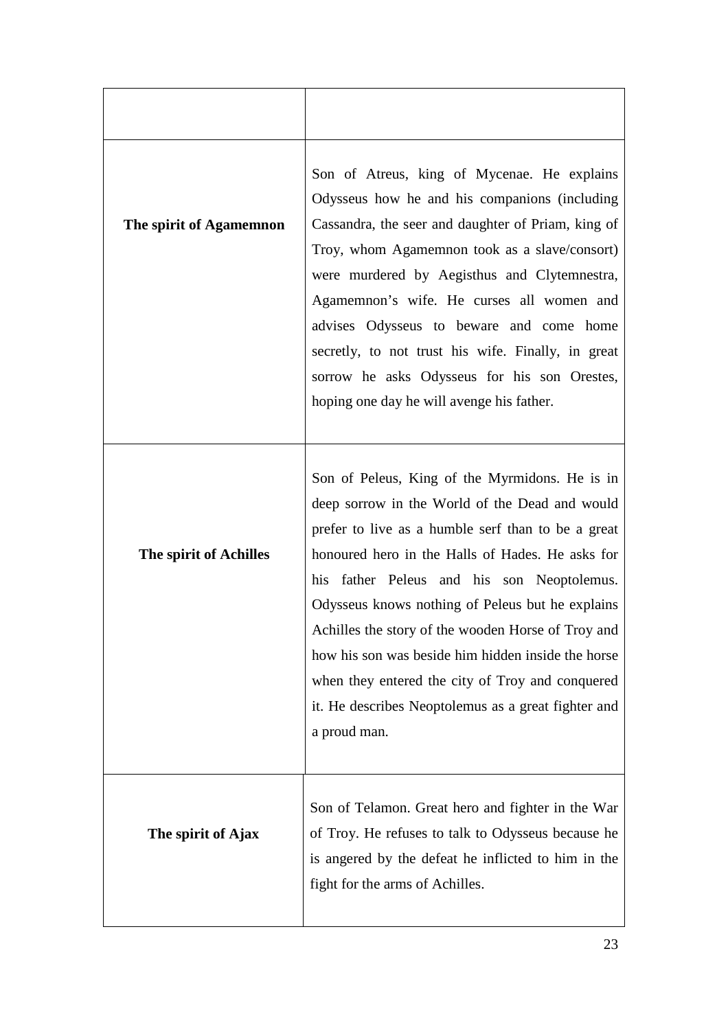| | |
|---|---|
| **The spirit of Agamemnon** | Son of Atreus, king of Mycenae. He explains Odysseus how he and his companions (including Cassandra, the seer and daughter of Priam, king of Troy, whom Agamemnon took as a slave/consort) were murdered by Aegisthus and Clytemnestra, Agamemnon's wife. He curses all women and advises Odysseus to beware and come home secretly, to not trust his wife. Finally, in great sorrow he asks Odysseus for his son Orestes, hoping one day he will avenge his father. |
| **The spirit of Achilles** | Son of Peleus, King of the Myrmidons. He is in deep sorrow in the World of the Dead and would prefer to live as a humble serf than to be a great honoured hero in the Halls of Hades. He asks for his father Peleus and his son Neoptolemus. Odysseus knows nothing of Peleus but he explains Achilles the story of the wooden Horse of Troy and how his son was beside him hidden inside the horse when they entered the city of Troy and conquered it. He describes Neoptolemus as a great fighter and a proud man. |
| **The spirit of Ajax** | Son of Telamon. Great hero and fighter in the War of Troy. He refuses to talk to Odysseus because he is angered by the defeat he inflicted to him in the fight for the arms of Achilles. |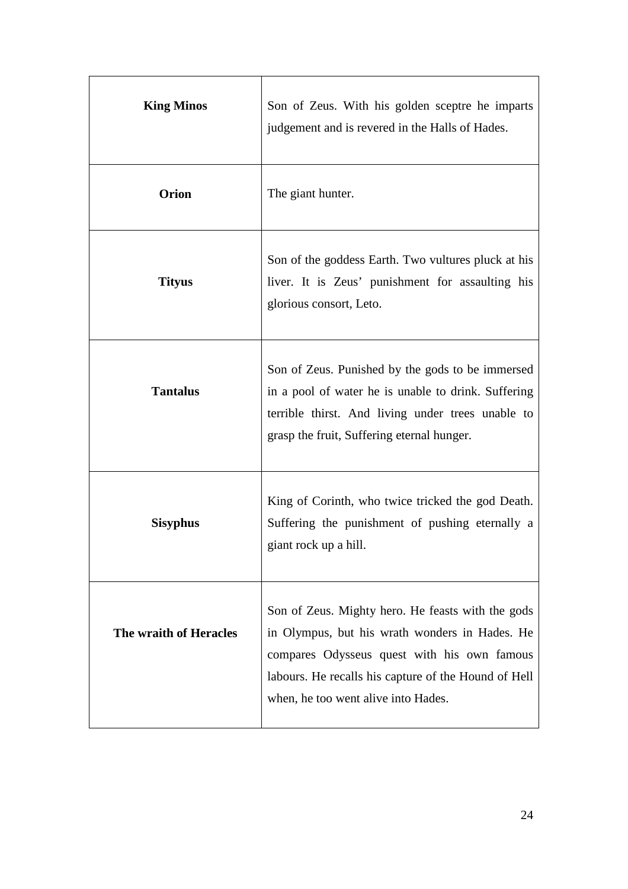| | |
|---|---|
| **King Minos** | Son of Zeus. With his golden sceptre he imparts judgement and is revered in the Halls of Hades. |
| **Orion** | The giant hunter. |
| **Tityus** | Son of the goddess Earth. Two vultures pluck at his liver. It is Zeus' punishment for assaulting his glorious consort, Leto. |
| **Tantalus** | Son of Zeus. Punished by the gods to be immersed in a pool of water he is unable to drink. Suffering terrible thirst. And living under trees unable to grasp the fruit, Suffering eternal hunger. |
| **Sisyphus** | King of Corinth, who twice tricked the god Death. Suffering the punishment of pushing eternally a giant rock up a hill. |
| **The wraith of Heracles** | Son of Zeus. Mighty hero. He feasts with the gods in Olympus, but his wrath wonders in Hades. He compares Odysseus quest with his own famous labours. He recalls his capture of the Hound of Hell when, he too went alive into Hades. |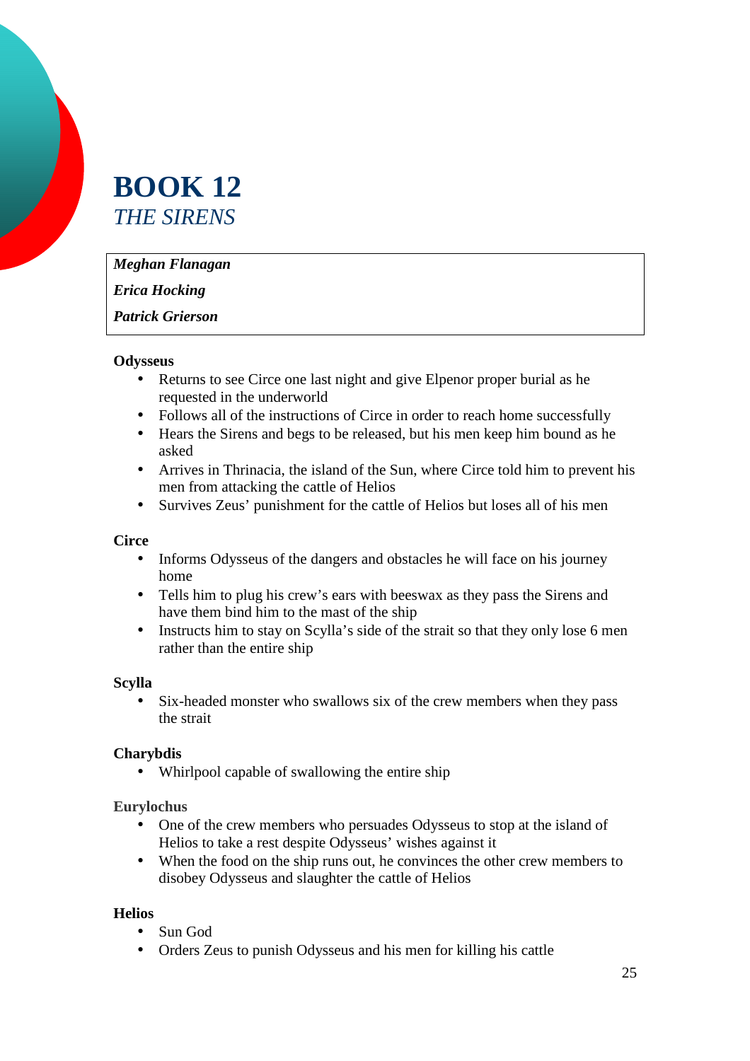# BOOK 12

## *THE SIRENS*

***Meghan Flanagan***

***Erica Hocking***

***Patrick Grierson***

**Odysseus**

- Returns to see Circe one last night and give Elpenor proper burial as he requested in the underworld
- Follows all of the instructions of Circe in order to reach home successfully
- Hears the Sirens and begs to be released, but his men keep him bound as he asked
- Arrives in Thrinacia, the island of the Sun, where Circe told him to prevent his men from attacking the cattle of Helios
- Survives Zeus' punishment for the cattle of Helios but loses all of his men

**Circe**

- Informs Odysseus of the dangers and obstacles he will face on his journey home
- Tells him to plug his crew's ears with beeswax as they pass the Sirens and have them bind him to the mast of the ship
- Instructs him to stay on Scylla's side of the strait so that they only lose 6 men rather than the entire ship

**Scylla**

- Six-headed monster who swallows six of the crew members when they pass the strait

**Charybdis**

- Whirlpool capable of swallowing the entire ship

**Eurylochus**

- One of the crew members who persuades Odysseus to stop at the island of Helios to take a rest despite Odysseus' wishes against it
- When the food on the ship runs out, he convinces the other crew members to disobey Odysseus and slaughter the cattle of Helios

**Helios**

- Sun God
- Orders Zeus to punish Odysseus and his men for killing his cattle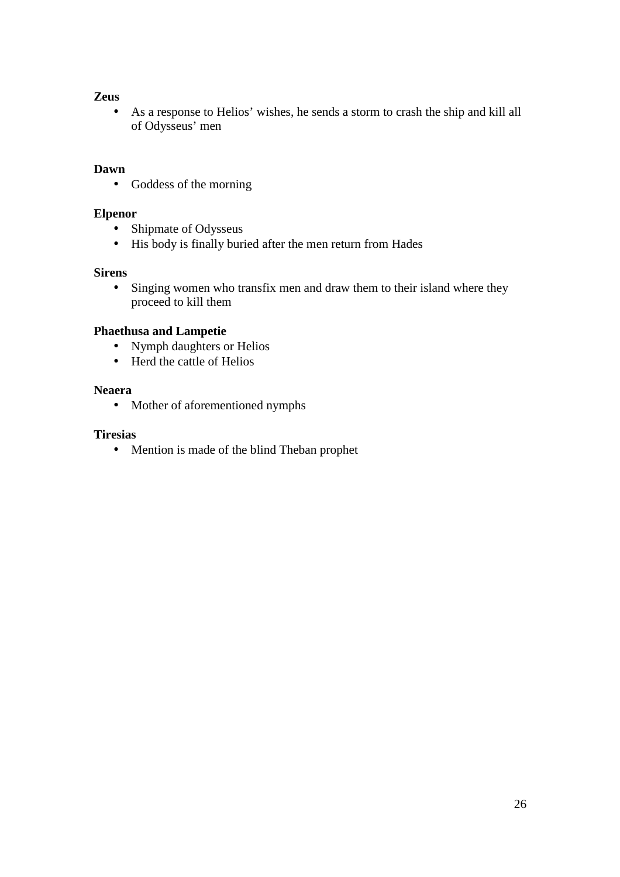**Zeus**

- As a response to Helios' wishes, he sends a storm to crash the ship and kill all of Odysseus' men

**Dawn**

- Goddess of the morning

**Elpenor**

- Shipmate of Odysseus
- His body is finally buried after the men return from Hades

**Sirens**

- Singing women who transfix men and draw them to their island where they proceed to kill them

**Phaethusa and Lampetie**

- Nymph daughters or Helios
- Herd the cattle of Helios

**Neaera**

- Mother of aforementioned nymphs

**Tiresias**

- Mention is made of the blind Theban prophet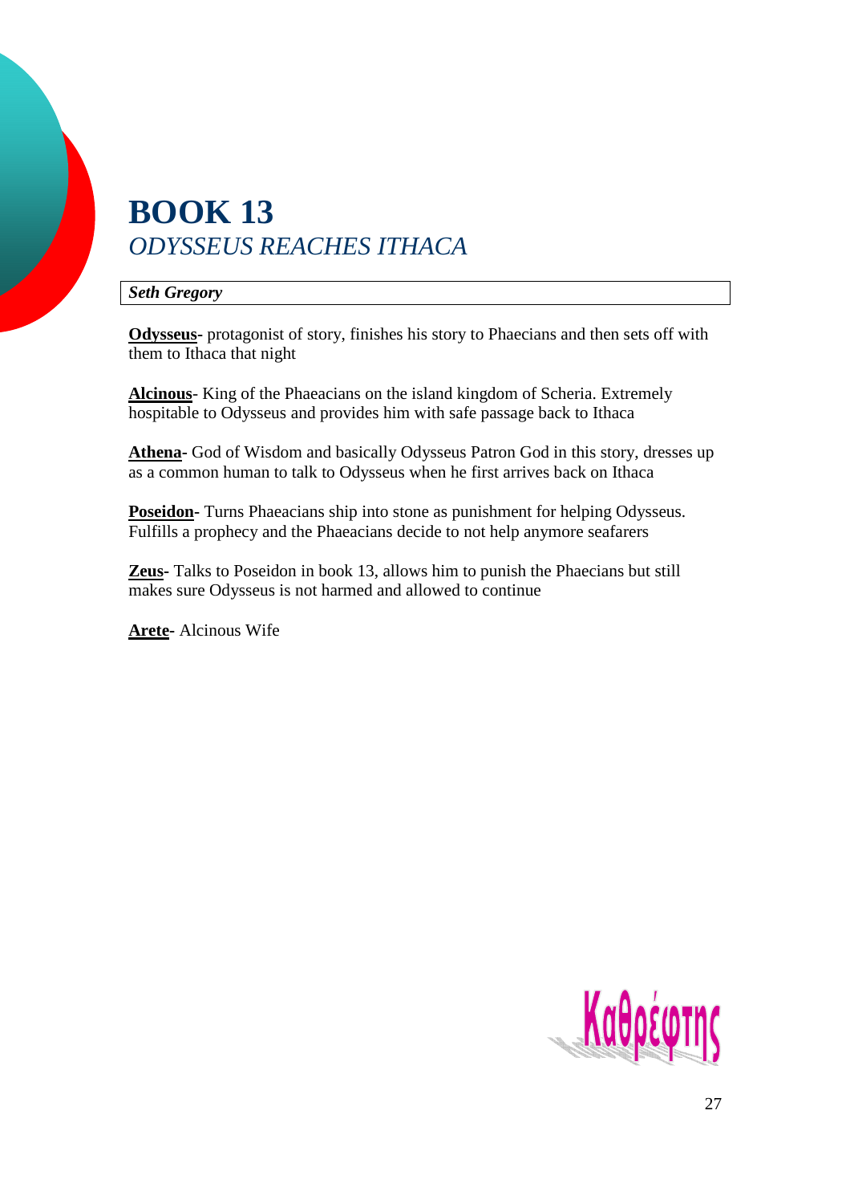# BOOK 13
## *ODYSSEUS REACHES ITHACA*

***Seth Gregory***

**Odysseus**- protagonist of story, finishes his story to Phaecians and then sets off with them to Ithaca that night

**Alcinous**- King of the Phaeacians on the island kingdom of Scheria. Extremely hospitable to Odysseus and provides him with safe passage back to Ithaca

**Athena**- God of Wisdom and basically Odysseus Patron God in this story, dresses up as a common human to talk to Odysseus when he first arrives back on Ithaca

**Poseidon**- Turns Phaeacians ship into stone as punishment for helping Odysseus. Fulfills a prophecy and the Phaeacians decide to not help anymore seafarers

**Zeus**- Talks to Poseidon in book 13, allows him to punish the Phaecians but still makes sure Odysseus is not harmed and allowed to continue

**Arete**- Alcinous Wife

Καθρέφτης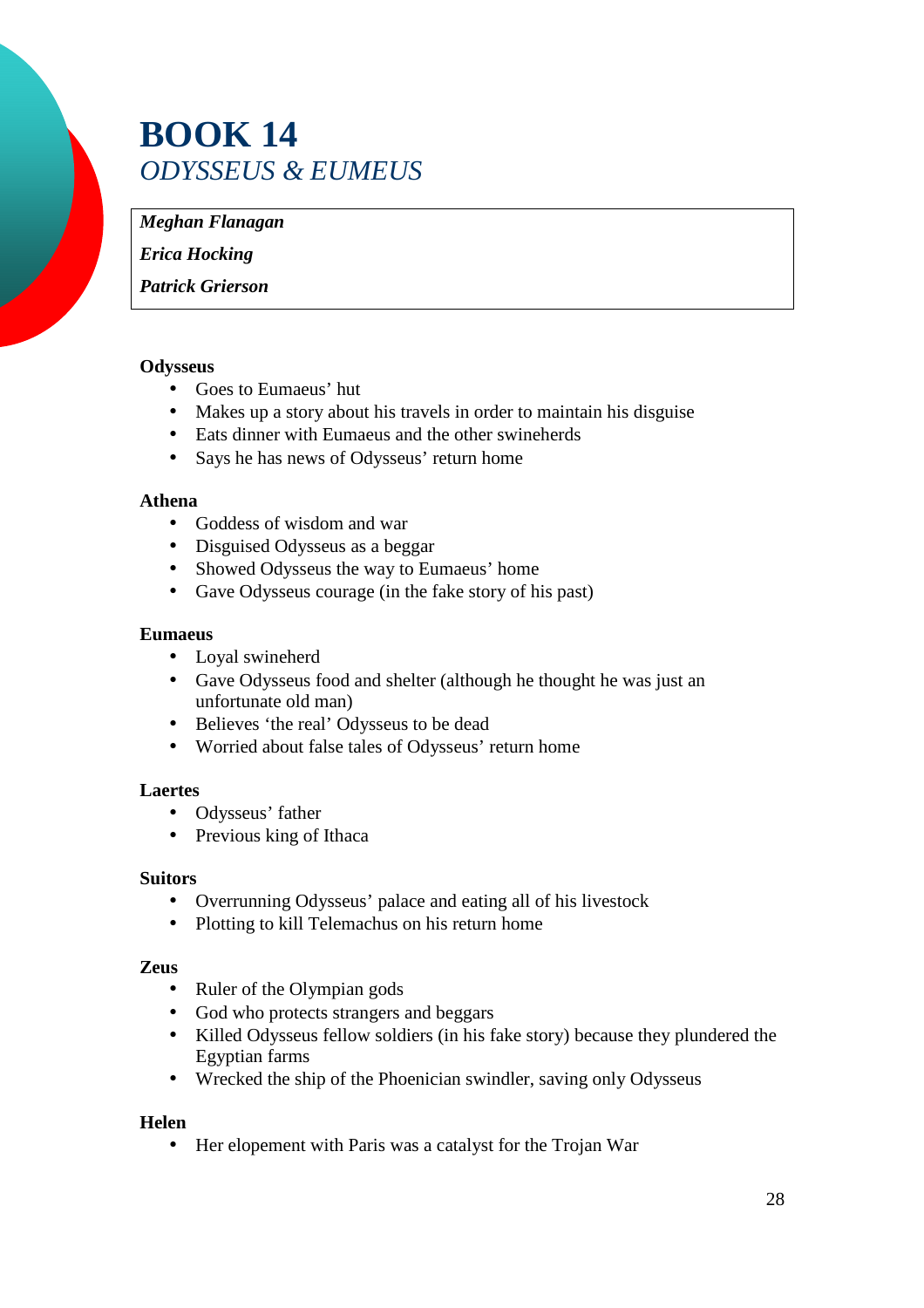# BOOK 14
## *ODYSSEUS & EUMEUS*

***Meghan Flanagan***

***Erica Hocking***

***Patrick Grierson***

**Odysseus**

- Goes to Eumaeus' hut
- Makes up a story about his travels in order to maintain his disguise
- Eats dinner with Eumaeus and the other swineherds
- Says he has news of Odysseus' return home

**Athena**

- Goddess of wisdom and war
- Disguised Odysseus as a beggar
- Showed Odysseus the way to Eumaeus' home
- Gave Odysseus courage (in the fake story of his past)

**Eumaeus**

- Loyal swineherd
- Gave Odysseus food and shelter (although he thought he was just an unfortunate old man)
- Believes 'the real' Odysseus to be dead
- Worried about false tales of Odysseus' return home

**Laertes**

- Odysseus' father
- Previous king of Ithaca

**Suitors**

- Overrunning Odysseus' palace and eating all of his livestock
- Plotting to kill Telemachus on his return home

**Zeus**

- Ruler of the Olympian gods
- God who protects strangers and beggars
- Killed Odysseus fellow soldiers (in his fake story) because they plundered the Egyptian farms
- Wrecked the ship of the Phoenician swindler, saving only Odysseus

**Helen**

- Her elopement with Paris was a catalyst for the Trojan War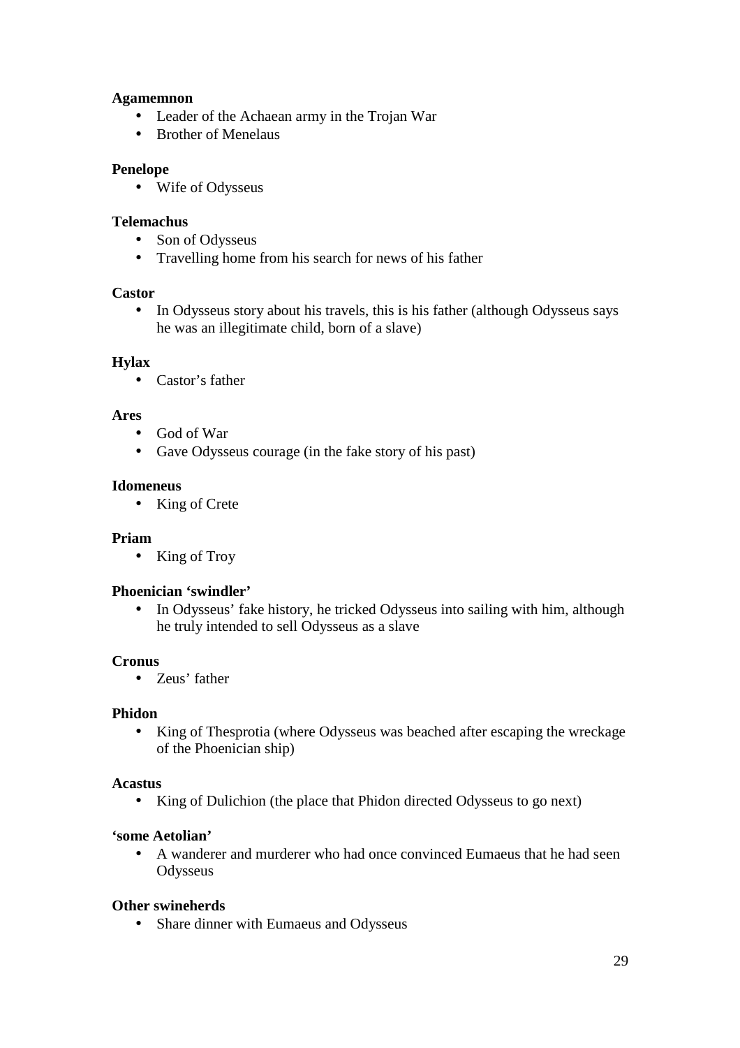**Agamemnon**

- Leader of the Achaean army in the Trojan War
- Brother of Menelaus

**Penelope**

- Wife of Odysseus

**Telemachus**

- Son of Odysseus
- Travelling home from his search for news of his father

**Castor**

- In Odysseus story about his travels, this is his father (although Odysseus says he was an illegitimate child, born of a slave)

**Hylax**

- Castor's father

**Ares**

- God of War
- Gave Odysseus courage (in the fake story of his past)

**Idomeneus**

- King of Crete

**Priam**

- King of Troy

**Phoenician 'swindler'**

- In Odysseus' fake history, he tricked Odysseus into sailing with him, although he truly intended to sell Odysseus as a slave

**Cronus**

- Zeus' father

**Phidon**

- King of Thesprotia (where Odysseus was beached after escaping the wreckage of the Phoenician ship)

**Acastus**

- King of Dulichion (the place that Phidon directed Odysseus to go next)

**'some Aetolian'**

- A wanderer and murderer who had once convinced Eumaeus that he had seen Odysseus

**Other swineherds**

- Share dinner with Eumaeus and Odysseus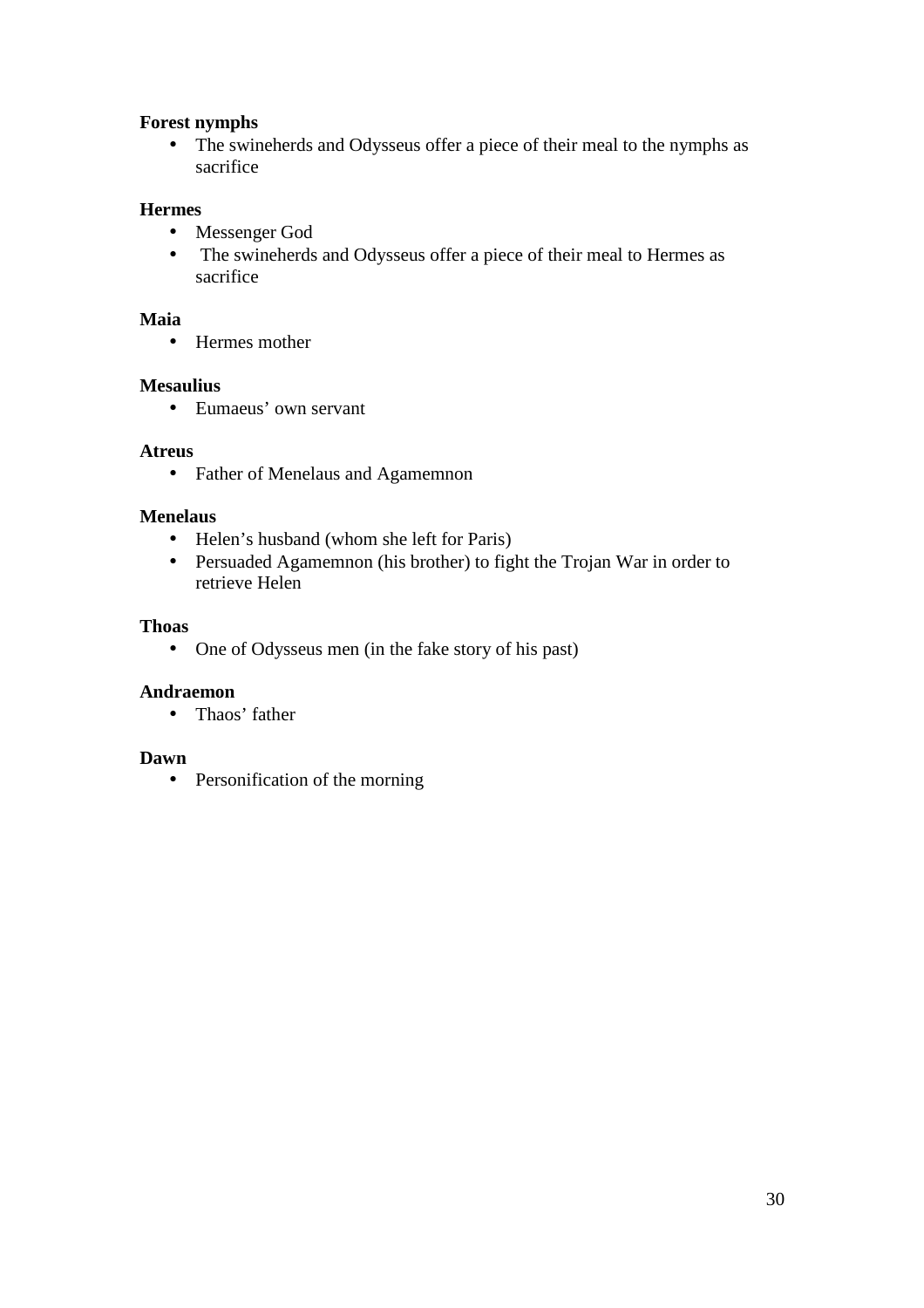**Forest nymphs**

- The swineherds and Odysseus offer a piece of their meal to the nymphs as sacrifice

**Hermes**

- Messenger God
- The swineherds and Odysseus offer a piece of their meal to Hermes as sacrifice

**Maia**

- Hermes mother

**Mesaulius**

- Eumaeus' own servant

**Atreus**

- Father of Menelaus and Agamemnon

**Menelaus**

- Helen's husband (whom she left for Paris)
- Persuaded Agamemnon (his brother) to fight the Trojan War in order to retrieve Helen

**Thoas**

- One of Odysseus men (in the fake story of his past)

**Andraemon**

- Thaos' father

**Dawn**

- Personification of the morning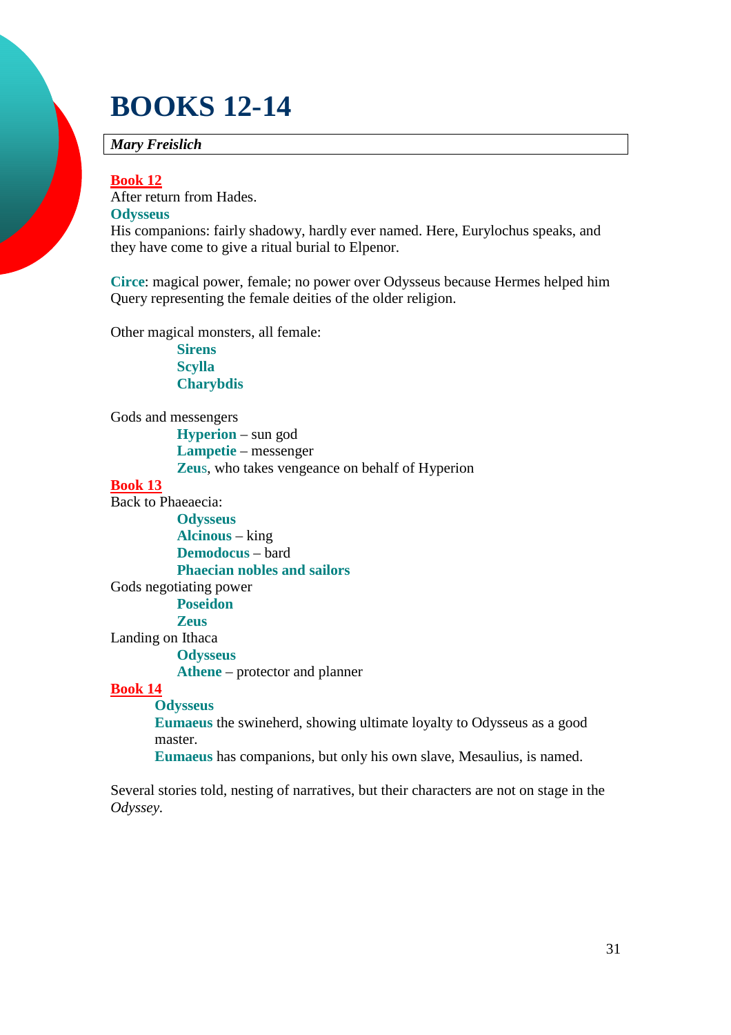# BOOKS 12-14

***Mary Freislich***

**Book 12**

After return from Hades.

**Odysseus**

His companions: fairly shadowy, hardly ever named. Here, Eurylochus speaks, and they have come to give a ritual burial to Elpenor.

**Circe**: magical power, female; no power over Odysseus because Hermes helped him Query representing the female deities of the older religion.

Other magical monsters, all female:

- **Sirens**
- **Scylla**
- **Charybdis**

Gods and messengers

- **Hyperion** – sun god
- **Lampetie** – messenger
- **Zeus**, who takes vengeance on behalf of Hyperion

**Book 13**

Back to Phaeaecia:

- **Odysseus**
- **Alcinous** – king
- **Demodocus** – bard
- **Phaecian nobles and sailors**

Gods negotiating power

- **Poseidon**
- **Zeus**

Landing on Ithaca

- **Odysseus**
- **Athene** – protector and planner

**Book 14**

- **Odysseus**
- **Eumaeus** the swineherd, showing ultimate loyalty to Odysseus as a good master.
- **Eumaeus** has companions, but only his own slave, Mesaulius, is named.

Several stories told, nesting of narratives, but their characters are not on stage in the *Odyssey*.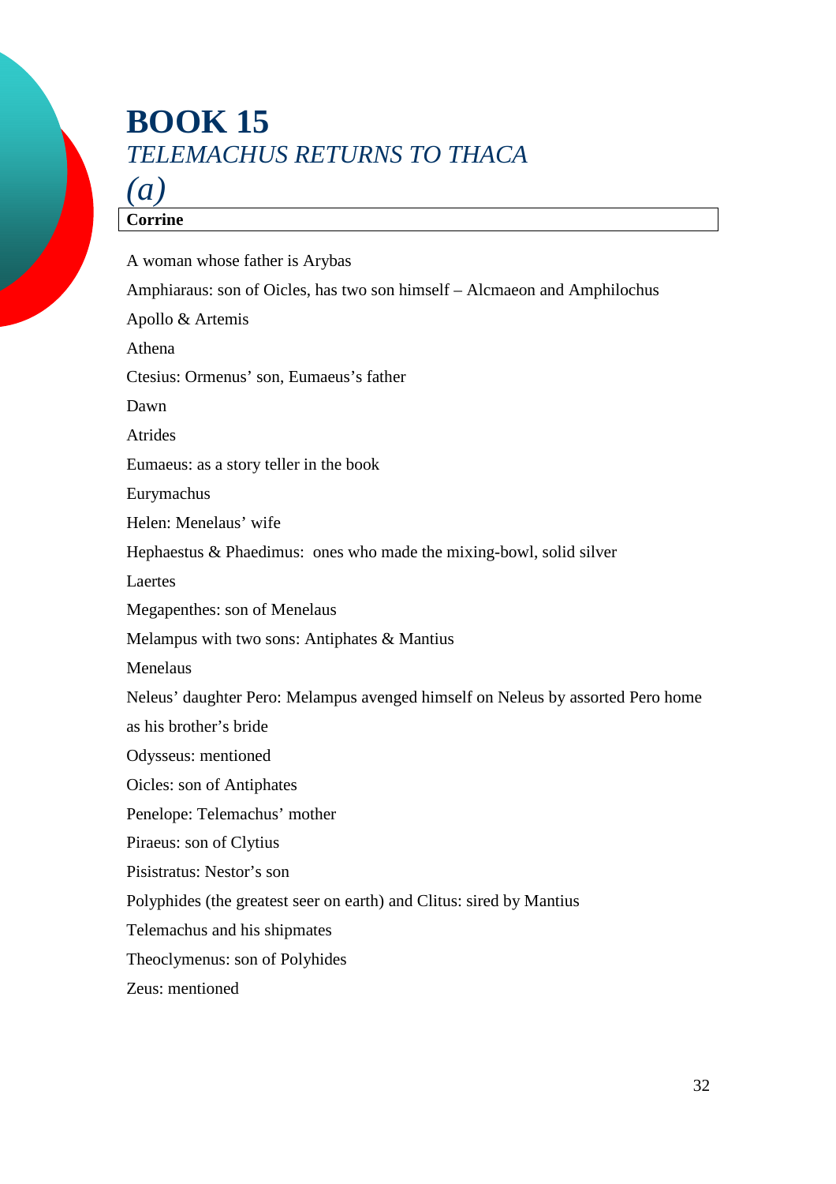# BOOK 15

## *TELEMACHUS RETURNS TO THACA*

## *(a)*

**Corrine**

A woman whose father is Arybas

Amphiaraus: son of Oicles, has two son himself – Alcmaeon and Amphilochus

Apollo & Artemis

Athena

Ctesius: Ormenus' son, Eumaeus's father

Dawn

Atrides

Eumaeus: as a story teller in the book

Eurymachus

Helen: Menelaus' wife

Hephaestus & Phaedimus: ones who made the mixing-bowl, solid silver

Laertes

Megapenthes: son of Menelaus

Melampus with two sons: Antiphates & Mantius

Menelaus

Neleus' daughter Pero: Melampus avenged himself on Neleus by assorted Pero home as his brother's bride

Odysseus: mentioned

Oicles: son of Antiphates

Penelope: Telemachus' mother

Piraeus: son of Clytius

Pisistratus: Nestor's son

Polyphides (the greatest seer on earth) and Clitus: sired by Mantius

Telemachus and his shipmates

Theoclymenus: son of Polyhides

Zeus: mentioned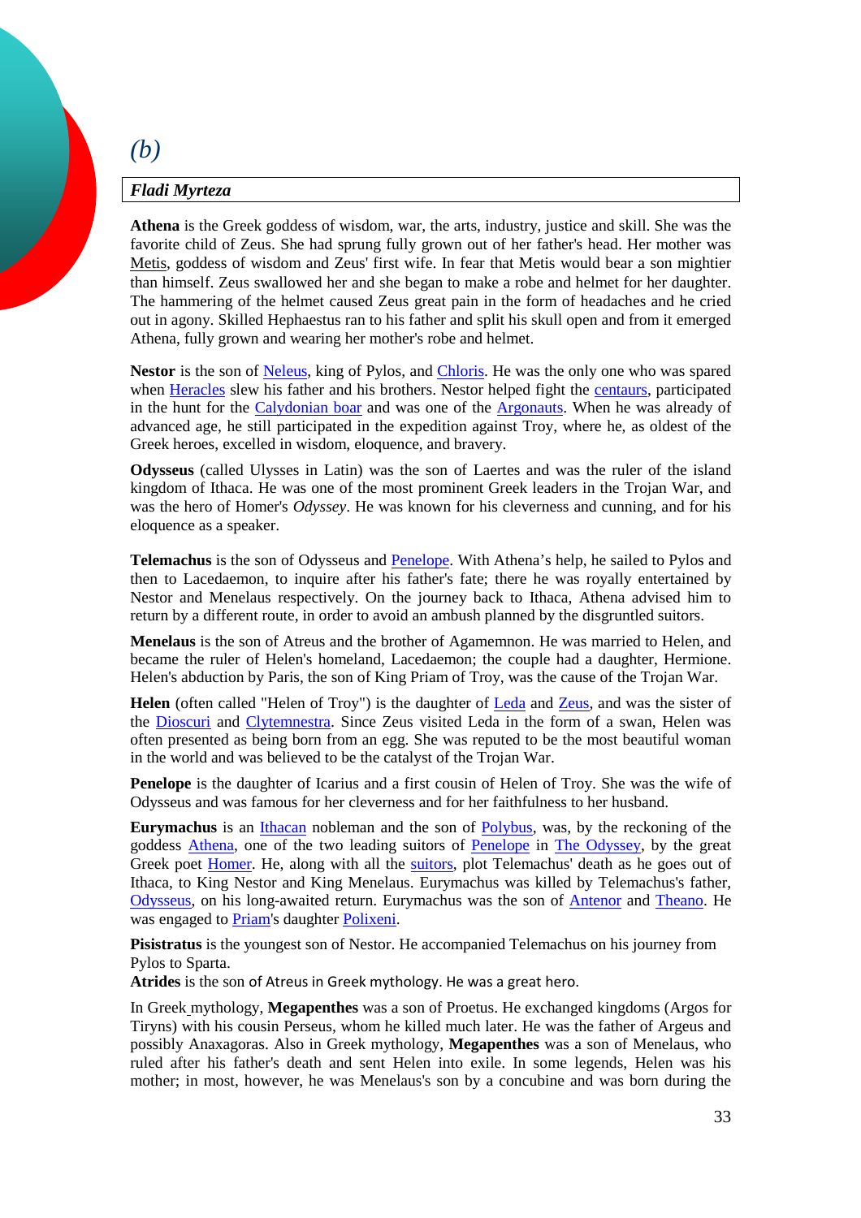*(b)*

***Fladi Myrteza***

**Athena** is the Greek goddess of wisdom, war, the arts, industry, justice and skill. She was the favorite child of Zeus. She had sprung fully grown out of her father's head. Her mother was Metis, goddess of wisdom and Zeus' first wife. In fear that Metis would bear a son mightier than himself. Zeus swallowed her and she began to make a robe and helmet for her daughter. The hammering of the helmet caused Zeus great pain in the form of headaches and he cried out in agony. Skilled Hephaestus ran to his father and split his skull open and from it emerged Athena, fully grown and wearing her mother's robe and helmet.

**Nestor** is the son of Neleus, king of Pylos, and Chloris. He was the only one who was spared when Heracles slew his father and his brothers. Nestor helped fight the centaurs, participated in the hunt for the Calydonian boar and was one of the Argonauts. When he was already of advanced age, he still participated in the expedition against Troy, where he, as oldest of the Greek heroes, excelled in wisdom, eloquence, and bravery.

**Odysseus** (called Ulysses in Latin) was the son of Laertes and was the ruler of the island kingdom of Ithaca. He was one of the most prominent Greek leaders in the Trojan War, and was the hero of Homer's *Odyssey*. He was known for his cleverness and cunning, and for his eloquence as a speaker.

**Telemachus** is the son of Odysseus and Penelope. With Athena's help, he sailed to Pylos and then to Lacedaemon, to inquire after his father's fate; there he was royally entertained by Nestor and Menelaus respectively. On the journey back to Ithaca, Athena advised him to return by a different route, in order to avoid an ambush planned by the disgruntled suitors.

**Menelaus** is the son of Atreus and the brother of Agamemnon. He was married to Helen, and became the ruler of Helen's homeland, Lacedaemon; the couple had a daughter, Hermione. Helen's abduction by Paris, the son of King Priam of Troy, was the cause of the Trojan War.

**Helen** (often called "Helen of Troy") is the daughter of Leda and Zeus, and was the sister of the Dioscuri and Clytemnestra. Since Zeus visited Leda in the form of a swan, Helen was often presented as being born from an egg. She was reputed to be the most beautiful woman in the world and was believed to be the catalyst of the Trojan War.

**Penelope** is the daughter of Icarius and a first cousin of Helen of Troy. She was the wife of Odysseus and was famous for her cleverness and for her faithfulness to her husband.

**Eurymachus** is an Ithacan nobleman and the son of Polybus, was, by the reckoning of the goddess Athena, one of the two leading suitors of Penelope in The Odyssey, by the great Greek poet Homer. He, along with all the suitors, plot Telemachus' death as he goes out of Ithaca, to King Nestor and King Menelaus. Eurymachus was killed by Telemachus's father, Odysseus, on his long-awaited return. Eurymachus was the son of Antenor and Theano. He was engaged to Priam's daughter Polixeni.

**Pisistratus** is the youngest son of Nestor. He accompanied Telemachus on his journey from Pylos to Sparta.
**Atrides** is the son of Atreus in Greek mythology. He was a great hero.

In Greek mythology, **Megapenthes** was a son of Proetus. He exchanged kingdoms (Argos for Tiryns) with his cousin Perseus, whom he killed much later. He was the father of Argeus and possibly Anaxagoras. Also in Greek mythology, **Megapenthes** was a son of Menelaus, who ruled after his father's death and sent Helen into exile. In some legends, Helen was his mother; in most, however, he was Menelaus's son by a concubine and was born during the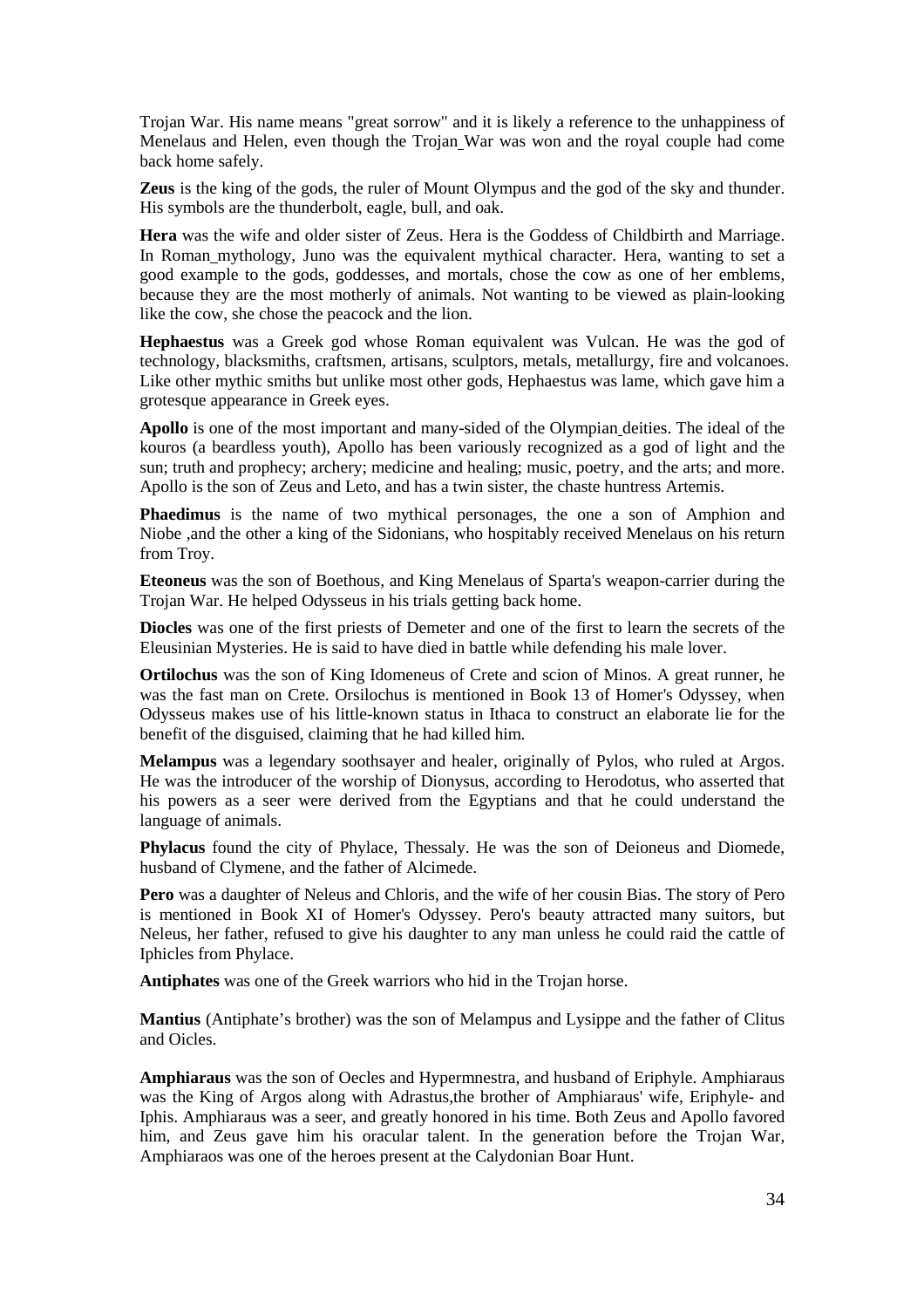Trojan War. His name means "great sorrow" and it is likely a reference to the unhappiness of Menelaus and Helen, even though the Trojan War was won and the royal couple had come back home safely.

**Zeus** is the king of the gods, the ruler of Mount Olympus and the god of the sky and thunder. His symbols are the thunderbolt, eagle, bull, and oak.

**Hera** was the wife and older sister of Zeus. Hera is the Goddess of Childbirth and Marriage. In Roman mythology, Juno was the equivalent mythical character. Hera, wanting to set a good example to the gods, goddesses, and mortals, chose the cow as one of her emblems, because they are the most motherly of animals. Not wanting to be viewed as plain-looking like the cow, she chose the peacock and the lion.

**Hephaestus** was a Greek god whose Roman equivalent was Vulcan. He was the god of technology, blacksmiths, craftsmen, artisans, sculptors, metals, metallurgy, fire and volcanoes. Like other mythic smiths but unlike most other gods, Hephaestus was lame, which gave him a grotesque appearance in Greek eyes.

**Apollo** is one of the most important and many-sided of the Olympian deities. The ideal of the kouros (a beardless youth), Apollo has been variously recognized as a god of light and the sun; truth and prophecy; archery; medicine and healing; music, poetry, and the arts; and more. Apollo is the son of Zeus and Leto, and has a twin sister, the chaste huntress Artemis.

**Phaedimus** is the name of two mythical personages, the one a son of Amphion and Niobe ,and the other a king of the Sidonians, who hospitably received Menelaus on his return from Troy.

**Eteoneus** was the son of Boethous, and King Menelaus of Sparta's weapon-carrier during the Trojan War. He helped Odysseus in his trials getting back home.

**Diocles** was one of the first priests of Demeter and one of the first to learn the secrets of the Eleusinian Mysteries. He is said to have died in battle while defending his male lover.

**Ortilochus** was the son of King Idomeneus of Crete and scion of Minos. A great runner, he was the fast man on Crete. Orsilochus is mentioned in Book 13 of Homer's Odyssey, when Odysseus makes use of his little-known status in Ithaca to construct an elaborate lie for the benefit of the disguised, claiming that he had killed him.

**Melampus** was a legendary soothsayer and healer, originally of Pylos, who ruled at Argos. He was the introducer of the worship of Dionysus, according to Herodotus, who asserted that his powers as a seer were derived from the Egyptians and that he could understand the language of animals.

**Phylacus** found the city of Phylace, Thessaly. He was the son of Deioneus and Diomede, husband of Clymene, and the father of Alcimede.

**Pero** was a daughter of Neleus and Chloris, and the wife of her cousin Bias. The story of Pero is mentioned in Book XI of Homer's Odyssey. Pero's beauty attracted many suitors, but Neleus, her father, refused to give his daughter to any man unless he could raid the cattle of Iphicles from Phylace.

**Antiphates** was one of the Greek warriors who hid in the Trojan horse.

**Mantius** (Antiphate's brother) was the son of Melampus and Lysippe and the father of Clitus and Oicles.

**Amphiaraus** was the son of Oecles and Hypermnestra, and husband of Eriphyle. Amphiaraus was the King of Argos along with Adrastus,the brother of Amphiaraus' wife, Eriphyle- and Iphis. Amphiaraus was a seer, and greatly honored in his time. Both Zeus and Apollo favored him, and Zeus gave him his oracular talent. In the generation before the Trojan War, Amphiaraos was one of the heroes present at the Calydonian Boar Hunt.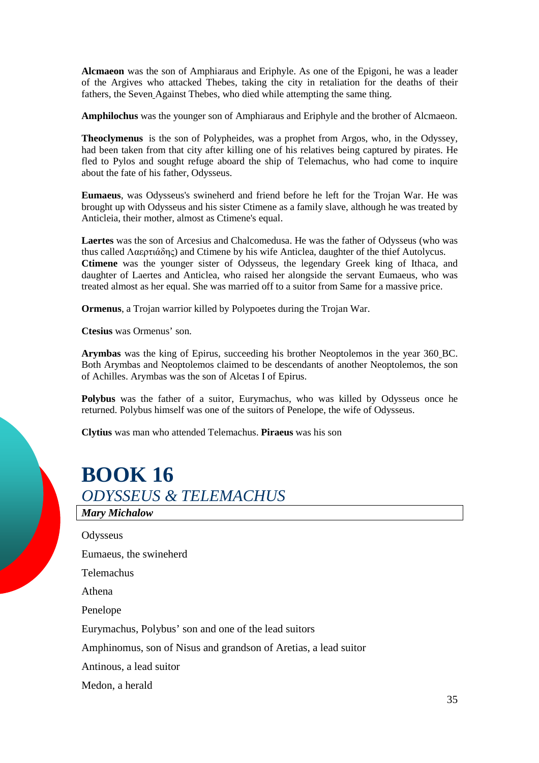**Alcmaeon** was the son of Amphiaraus and Eriphyle. As one of the Epigoni, he was a leader of the Argives who attacked Thebes, taking the city in retaliation for the deaths of their fathers, the Seven Against Thebes, who died while attempting the same thing.

**Amphilochus** was the younger son of Amphiaraus and Eriphyle and the brother of Alcmaeon.

**Theoclymenus** is the son of Polypheides, was a prophet from Argos, who, in the Odyssey, had been taken from that city after killing one of his relatives being captured by pirates. He fled to Pylos and sought refuge aboard the ship of Telemachus, who had come to inquire about the fate of his father, Odysseus.

**Eumaeus**, was Odysseus's swineherd and friend before he left for the Trojan War. He was brought up with Odysseus and his sister Ctimene as a family slave, although he was treated by Anticleia, their mother, almost as Ctimene's equal.

**Laertes** was the son of Arcesius and Chalcomedusa. He was the father of Odysseus (who was thus called Λαερτιάδης) and Ctimene by his wife Anticlea, daughter of the thief Autolycus.
**Ctimene** was the younger sister of Odysseus, the legendary Greek king of Ithaca, and daughter of Laertes and Anticlea, who raised her alongside the servant Eumaeus, who was treated almost as her equal. She was married off to a suitor from Same for a massive price.

**Ormenus**, a Trojan warrior killed by Polypoetes during the Trojan War.

**Ctesius** was Ormenus' son.

**Arymbas** was the king of Epirus, succeeding his brother Neoptolemos in the year 360 BC. Both Arymbas and Neoptolemos claimed to be descendants of another Neoptolemos, the son of Achilles. Arymbas was the son of Alcetas I of Epirus.

**Polybus** was the father of a suitor, Eurymachus, who was killed by Odysseus once he returned. Polybus himself was one of the suitors of Penelope, the wife of Odysseus.

**Clytius** was man who attended Telemachus. **Piraeus** was his son

# BOOK 16

## *ODYSSEUS & TELEMACHUS*

***Mary Michalow***

Odysseus

Eumaeus, the swineherd

Telemachus

Athena

Penelope

Eurymachus, Polybus' son and one of the lead suitors

Amphinomus, son of Nisus and grandson of Aretias, a lead suitor

Antinous, a lead suitor

Medon, a herald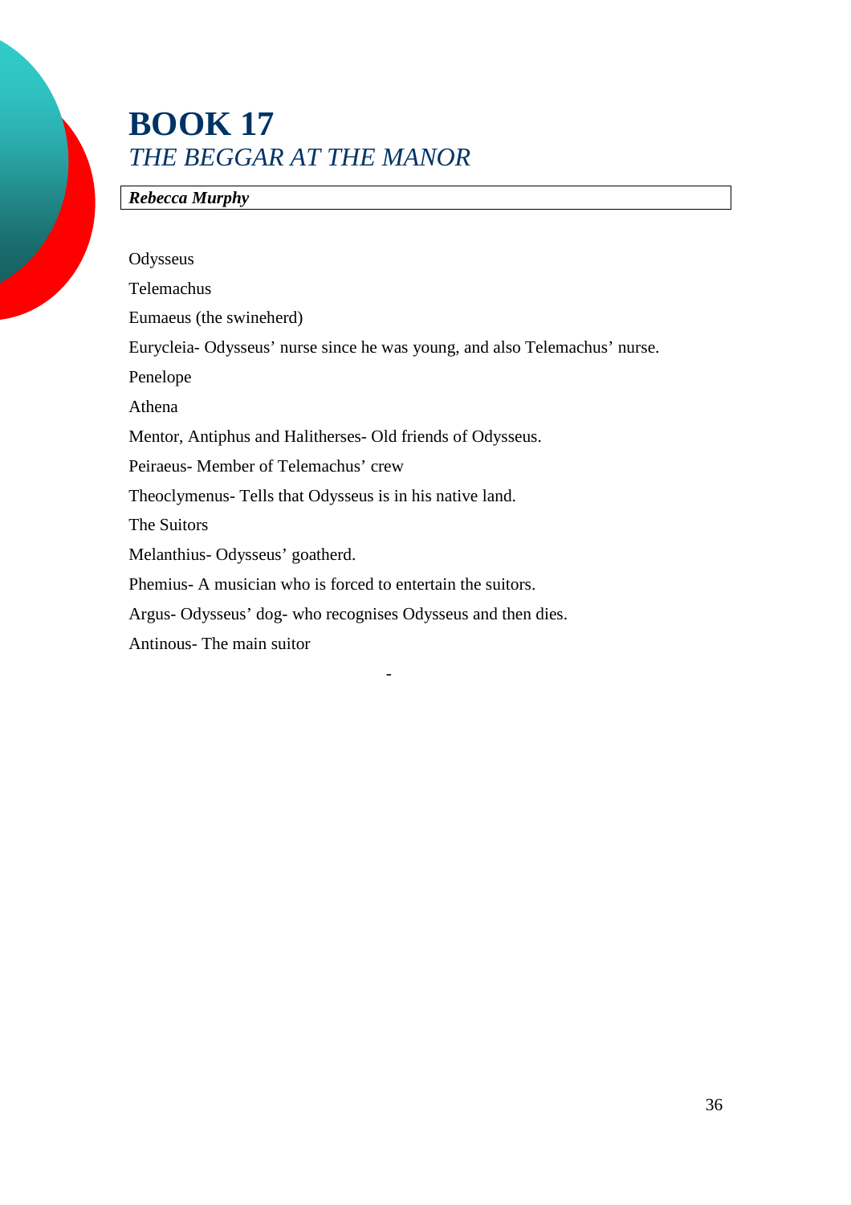# BOOK 17

## *THE BEGGAR AT THE MANOR*

***Rebecca Murphy***

Odysseus

Telemachus

Eumaeus (the swineherd)

Eurycleia- Odysseus' nurse since he was young, and also Telemachus' nurse.

Penelope

Athena

Mentor, Antiphus and Halitherses- Old friends of Odysseus.

Peiraeus- Member of Telemachus' crew

Theoclymenus- Tells that Odysseus is in his native land.

The Suitors

Melanthius- Odysseus' goatherd.

Phemius- A musician who is forced to entertain the suitors.

Argus- Odysseus' dog- who recognises Odysseus and then dies.

Antinous- The main suitor

-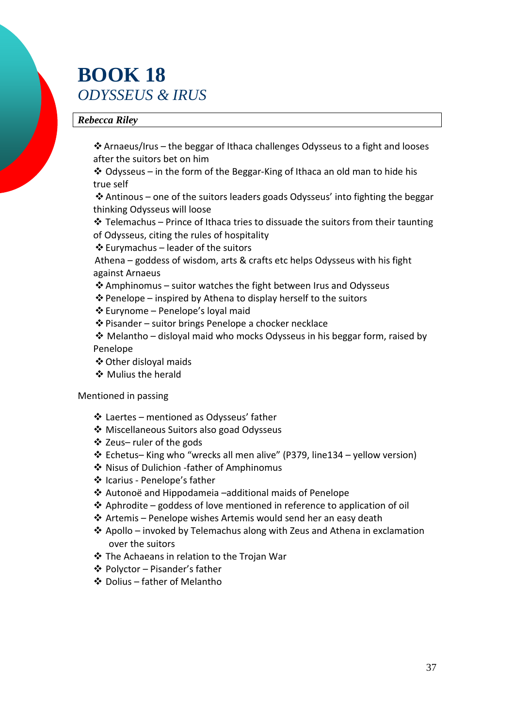# BOOK 18

## *ODYSSEUS & IRUS*

***Rebecca Riley***

- Arnaeus/Irus – the beggar of Ithaca challenges Odysseus to a fight and looses after the suitors bet on him
- Odysseus – in the form of the Beggar-King of Ithaca an old man to hide his true self
- Antinous – one of the suitors leaders goads Odysseus' into fighting the beggar thinking Odysseus will loose
- Telemachus – Prince of Ithaca tries to dissuade the suitors from their taunting of Odysseus, citing the rules of hospitality
- Eurymachus – leader of the suitors

Athena – goddess of wisdom, arts & crafts etc helps Odysseus with his fight against Arnaeus

- Amphinomus – suitor watches the fight between Irus and Odysseus
- Penelope – inspired by Athena to display herself to the suitors
- Eurynome – Penelope's loyal maid
- Pisander – suitor brings Penelope a chocker necklace
- Melantho – disloyal maid who mocks Odysseus in his beggar form, raised by Penelope
- Other disloyal maids
- Mulius the herald

Mentioned in passing

- Laertes – mentioned as Odysseus' father
- Miscellaneous Suitors also goad Odysseus
- Zeus– ruler of the gods
- Echetus– King who "wrecks all men alive" (P379, line134 – yellow version)
- Nisus of Dulichion -father of Amphinomus
- Icarius - Penelope's father
- Autonoë and Hippodameia –additional maids of Penelope
- Aphrodite – goddess of love mentioned in reference to application of oil
- Artemis – Penelope wishes Artemis would send her an easy death
- Apollo – invoked by Telemachus along with Zeus and Athena in exclamation over the suitors
- The Achaeans in relation to the Trojan War
- Polyctor – Pisander's father
- Dolius – father of Melantho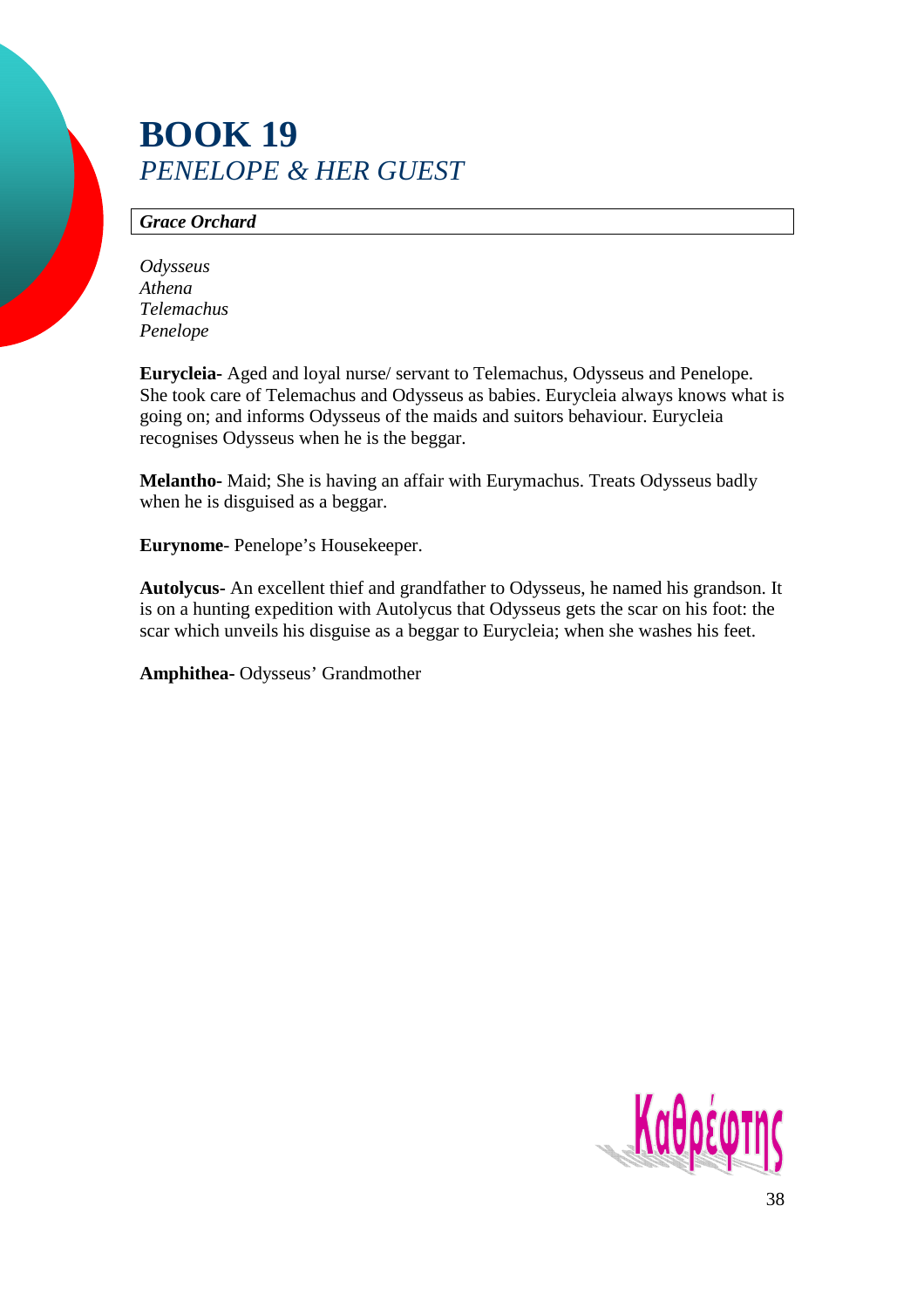# BOOK 19
## *PENELOPE & HER GUEST*

***Grace Orchard***

*Odysseus*
*Athena*
*Telemachus*
*Penelope*

**Eurycleia-** Aged and loyal nurse/ servant to Telemachus, Odysseus and Penelope. She took care of Telemachus and Odysseus as babies. Eurycleia always knows what is going on; and informs Odysseus of the maids and suitors behaviour. Eurycleia recognises Odysseus when he is the beggar.

**Melantho-** Maid; She is having an affair with Eurymachus. Treats Odysseus badly when he is disguised as a beggar.

**Eurynome**- Penelope's Housekeeper.

**Autolycus-** An excellent thief and grandfather to Odysseus, he named his grandson. It is on a hunting expedition with Autolycus that Odysseus gets the scar on his foot: the scar which unveils his disguise as a beggar to Eurycleia; when she washes his feet.

**Amphithea-** Odysseus' Grandmother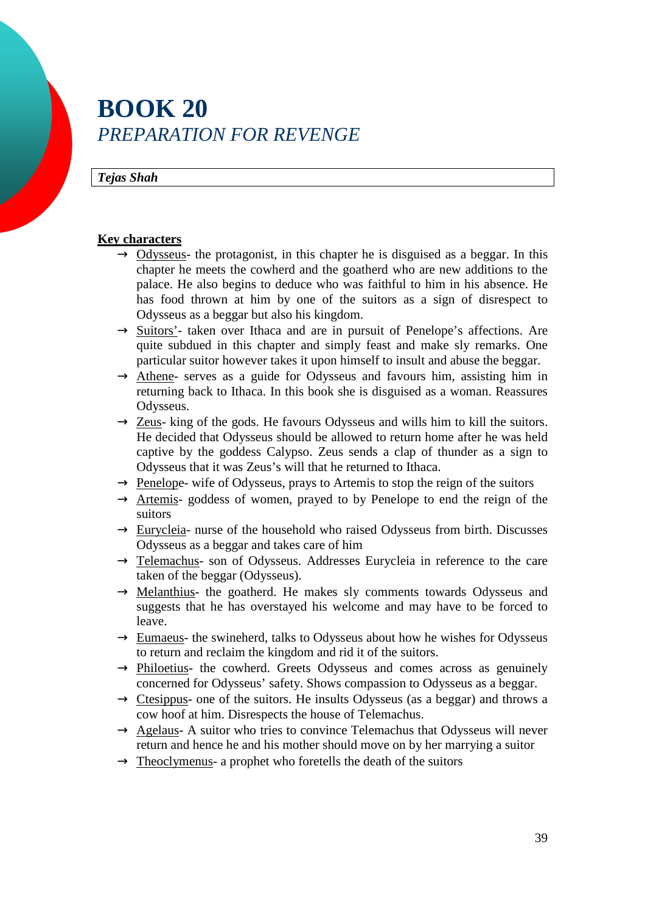# BOOK 20

## *PREPARATION FOR REVENGE*

***Tejas Shah***

**Key characters**

- Odysseus- the protagonist, in this chapter he is disguised as a beggar. In this chapter he meets the cowherd and the goatherd who are new additions to the palace. He also begins to deduce who was faithful to him in his absence. He has food thrown at him by one of the suitors as a sign of disrespect to Odysseus as a beggar but also his kingdom.
- Suitors'- taken over Ithaca and are in pursuit of Penelope's affections. Are quite subdued in this chapter and simply feast and make sly remarks. One particular suitor however takes it upon himself to insult and abuse the beggar.
- Athene- serves as a guide for Odysseus and favours him, assisting him in returning back to Ithaca. In this book she is disguised as a woman. Reassures Odysseus.
- Zeus- king of the gods. He favours Odysseus and wills him to kill the suitors. He decided that Odysseus should be allowed to return home after he was held captive by the goddess Calypso. Zeus sends a clap of thunder as a sign to Odysseus that it was Zeus's will that he returned to Ithaca.
- Penelope- wife of Odysseus, prays to Artemis to stop the reign of the suitors
- Artemis- goddess of women, prayed to by Penelope to end the reign of the suitors
- Eurycleia- nurse of the household who raised Odysseus from birth. Discusses Odysseus as a beggar and takes care of him
- Telemachus- son of Odysseus. Addresses Eurycleia in reference to the care taken of the beggar (Odysseus).
- Melanthius- the goatherd. He makes sly comments towards Odysseus and suggests that he has overstayed his welcome and may have to be forced to leave.
- Eumaeus- the swineherd, talks to Odysseus about how he wishes for Odysseus to return and reclaim the kingdom and rid it of the suitors.
- Philoetius- the cowherd. Greets Odysseus and comes across as genuinely concerned for Odysseus' safety. Shows compassion to Odysseus as a beggar.
- Ctesippus- one of the suitors. He insults Odysseus (as a beggar) and throws a cow hoof at him. Disrespects the house of Telemachus.
- Agelaus- A suitor who tries to convince Telemachus that Odysseus will never return and hence he and his mother should move on by her marrying a suitor
- Theoclymenus- a prophet who foretells the death of the suitors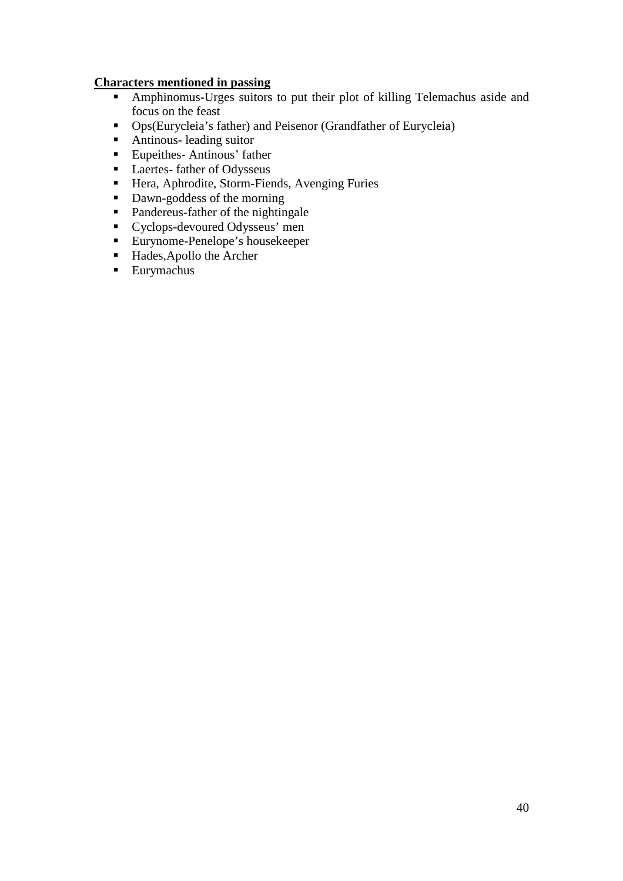**Characters mentioned in passing**

- Amphinomus-Urges suitors to put their plot of killing Telemachus aside and focus on the feast
- Ops(Eurycleia's father) and Peisenor (Grandfather of Eurycleia)
- Antinous- leading suitor
- Eupeithes- Antinous' father
- Laertes- father of Odysseus
- Hera, Aphrodite, Storm-Fiends, Avenging Furies
- Dawn-goddess of the morning
- Pandereus-father of the nightingale
- Cyclops-devoured Odysseus' men
- Eurynome-Penelope's housekeeper
- Hades,Apollo the Archer
- Eurymachus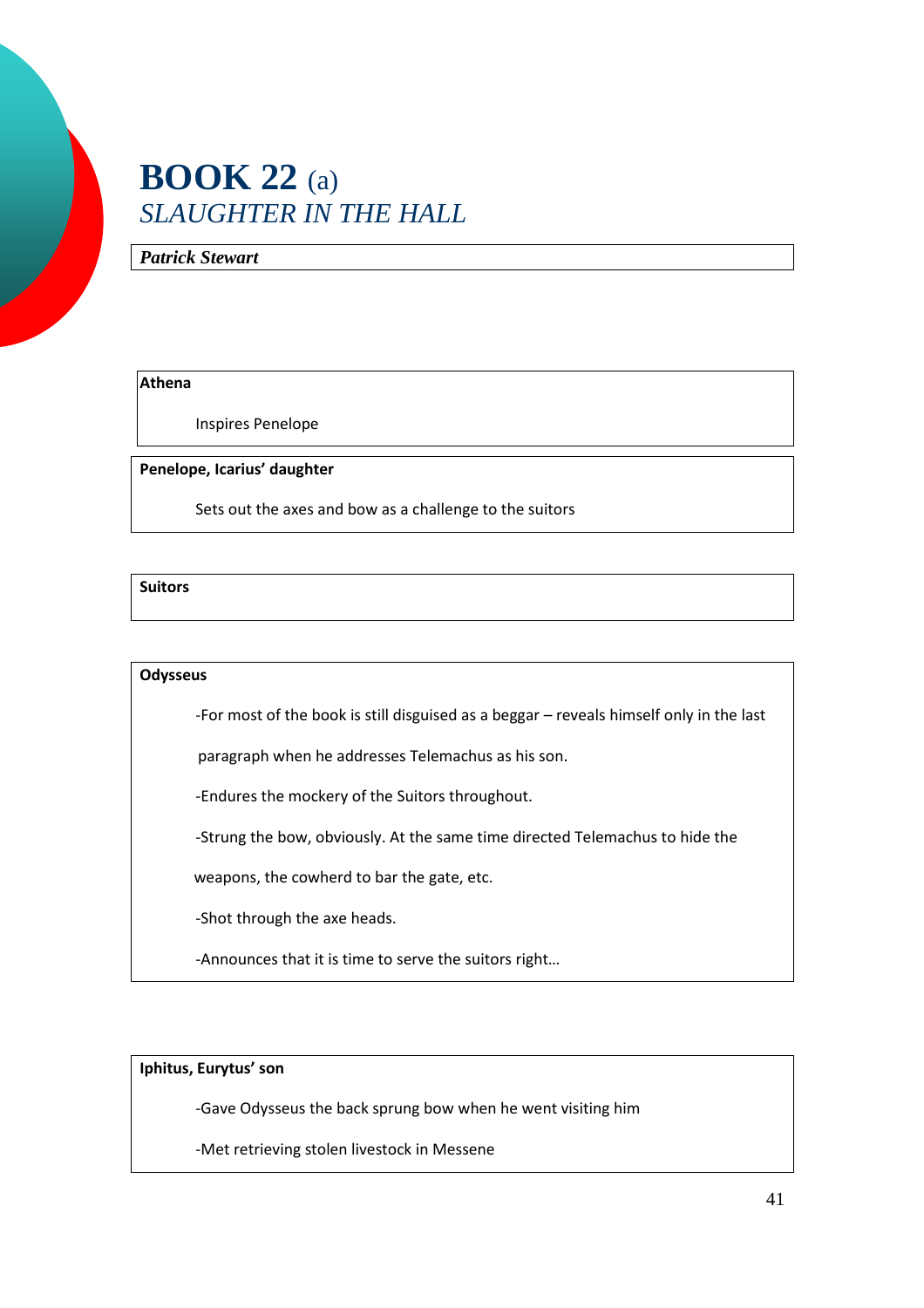# BOOK 22 (a)
## *SLAUGHTER IN THE HALL*

***Patrick Stewart***

**Athena**

Inspires Penelope

**Penelope, Icarius' daughter**

Sets out the axes and bow as a challenge to the suitors

**Suitors**

**Odysseus**

-For most of the book is still disguised as a beggar – reveals himself only in the last paragraph when he addresses Telemachus as his son.

-Endures the mockery of the Suitors throughout.

-Strung the bow, obviously. At the same time directed Telemachus to hide the weapons, the cowherd to bar the gate, etc.

-Shot through the axe heads.

-Announces that it is time to serve the suitors right…

**Iphitus, Eurytus' son**

-Gave Odysseus the back sprung bow when he went visiting him

-Met retrieving stolen livestock in Messene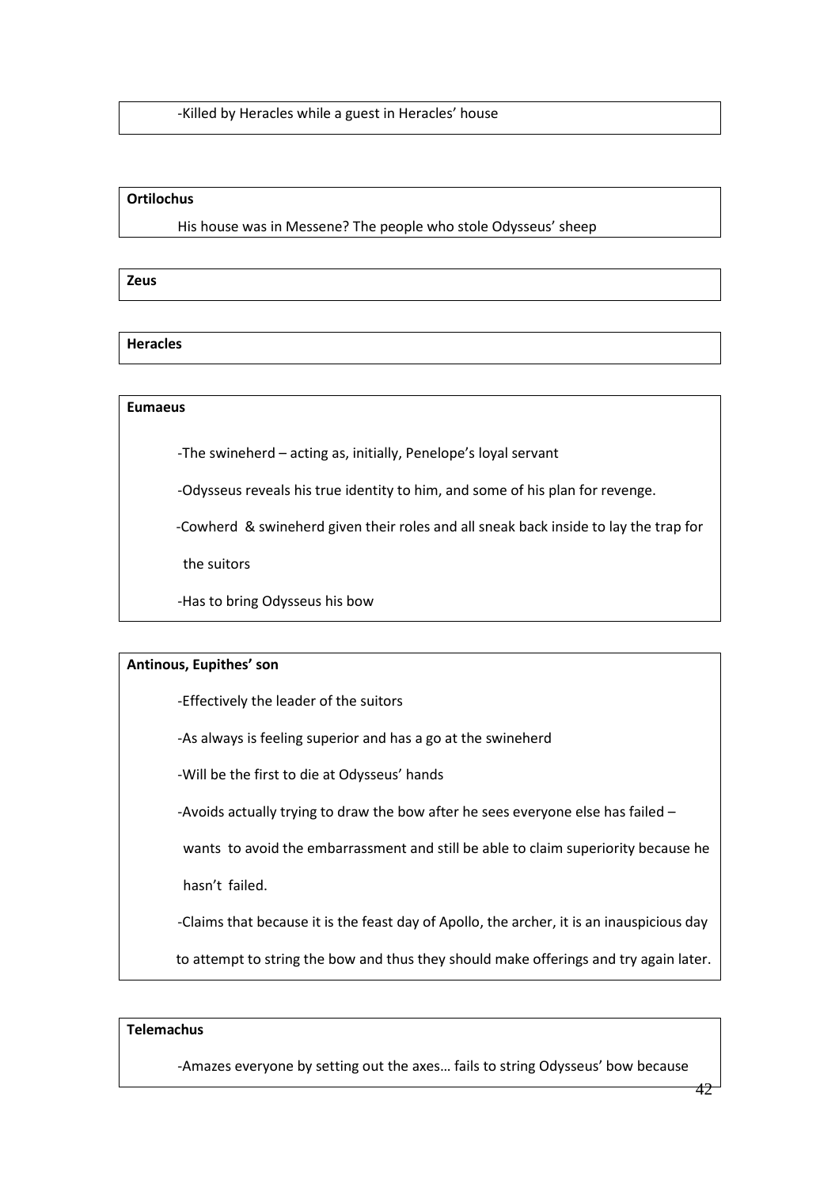-Killed by Heracles while a guest in Heracles' house

**Ortilochus**

His house was in Messene? The people who stole Odysseus' sheep

**Zeus**

**Heracles**

**Eumaeus**

-The swineherd – acting as, initially, Penelope's loyal servant

-Odysseus reveals his true identity to him, and some of his plan for revenge.

-Cowherd & swineherd given their roles and all sneak back inside to lay the trap for the suitors

-Has to bring Odysseus his bow

**Antinous, Eupithes' son**

-Effectively the leader of the suitors

-As always is feeling superior and has a go at the swineherd

-Will be the first to die at Odysseus' hands

-Avoids actually trying to draw the bow after he sees everyone else has failed – wants to avoid the embarrassment and still be able to claim superiority because he hasn't failed.

-Claims that because it is the feast day of Apollo, the archer, it is an inauspicious day to attempt to string the bow and thus they should make offerings and try again later.

**Telemachus**

-Amazes everyone by setting out the axes… fails to string Odysseus' bow because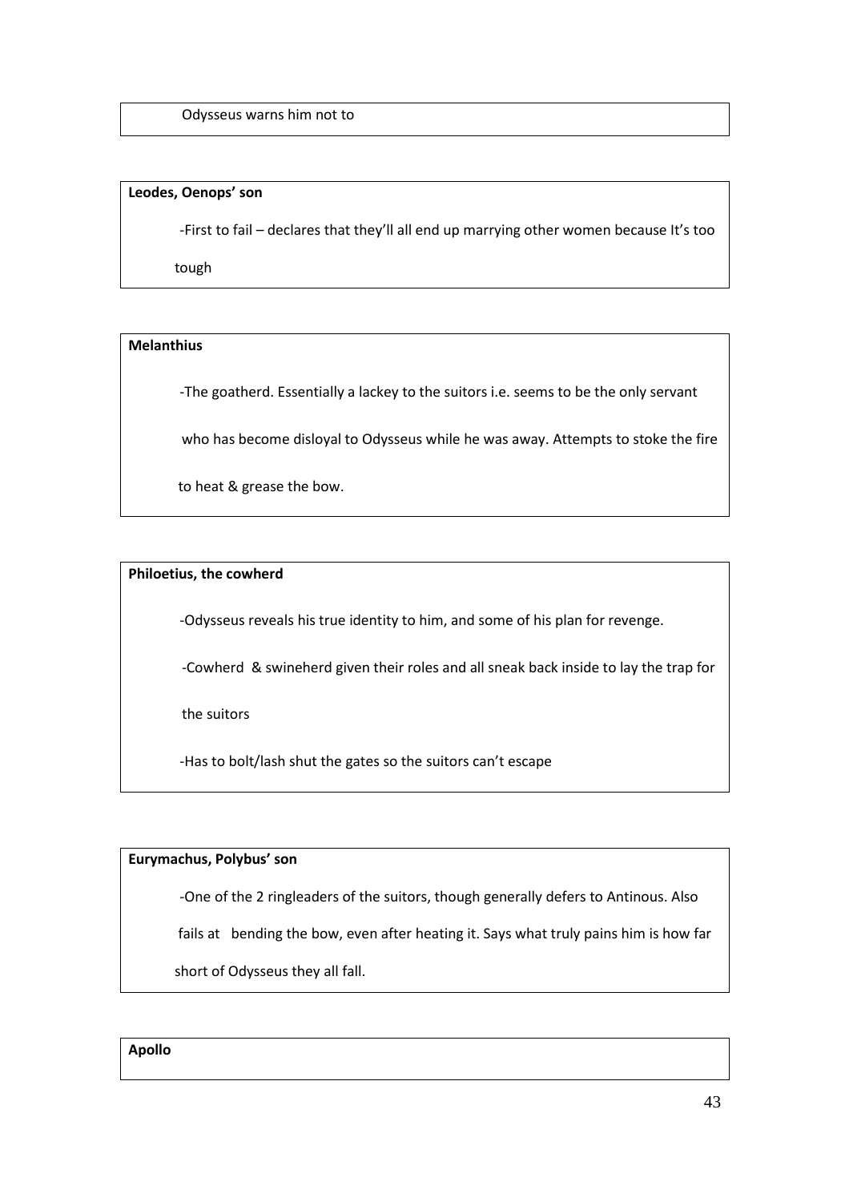Odysseus warns him not to

**Leodes, Oenops' son**

-First to fail – declares that they'll all end up marrying other women because It's too tough

**Melanthius**

-The goatherd. Essentially a lackey to the suitors i.e. seems to be the only servant who has become disloyal to Odysseus while he was away. Attempts to stoke the fire to heat & grease the bow.

**Philoetius, the cowherd**

-Odysseus reveals his true identity to him, and some of his plan for revenge.

-Cowherd & swineherd given their roles and all sneak back inside to lay the trap for the suitors

-Has to bolt/lash shut the gates so the suitors can't escape

**Eurymachus, Polybus' son**

-One of the 2 ringleaders of the suitors, though generally defers to Antinous. Also fails at bending the bow, even after heating it. Says what truly pains him is how far short of Odysseus they all fall.

**Apollo**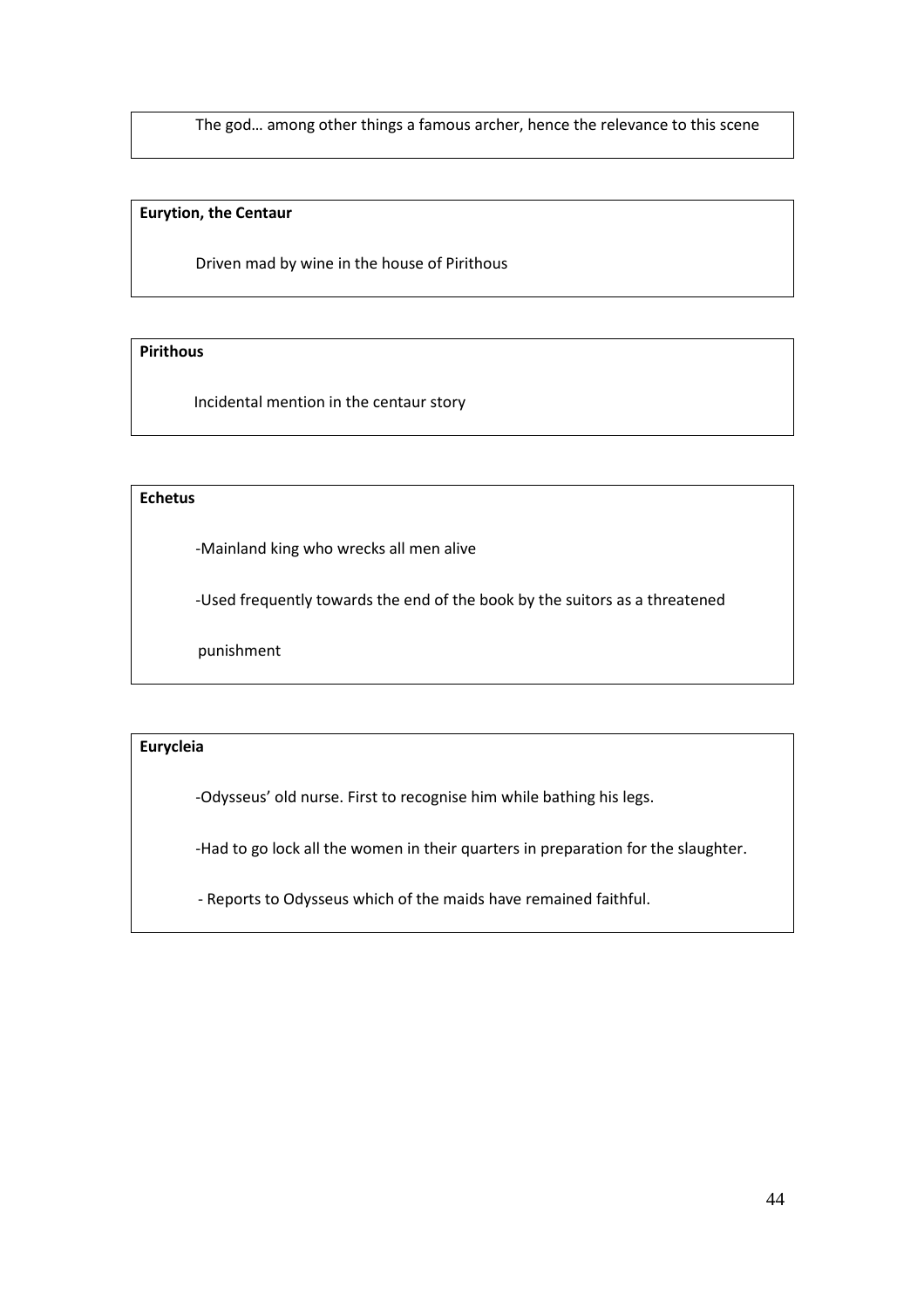The god… among other things a famous archer, hence the relevance to this scene

**Eurytion, the Centaur**

Driven mad by wine in the house of Pirithous

**Pirithous**

Incidental mention in the centaur story

**Echetus**

-Mainland king who wrecks all men alive

-Used frequently towards the end of the book by the suitors as a threatened punishment

**Eurycleia**

-Odysseus' old nurse. First to recognise him while bathing his legs.

-Had to go lock all the women in their quarters in preparation for the slaughter.

- Reports to Odysseus which of the maids have remained faithful.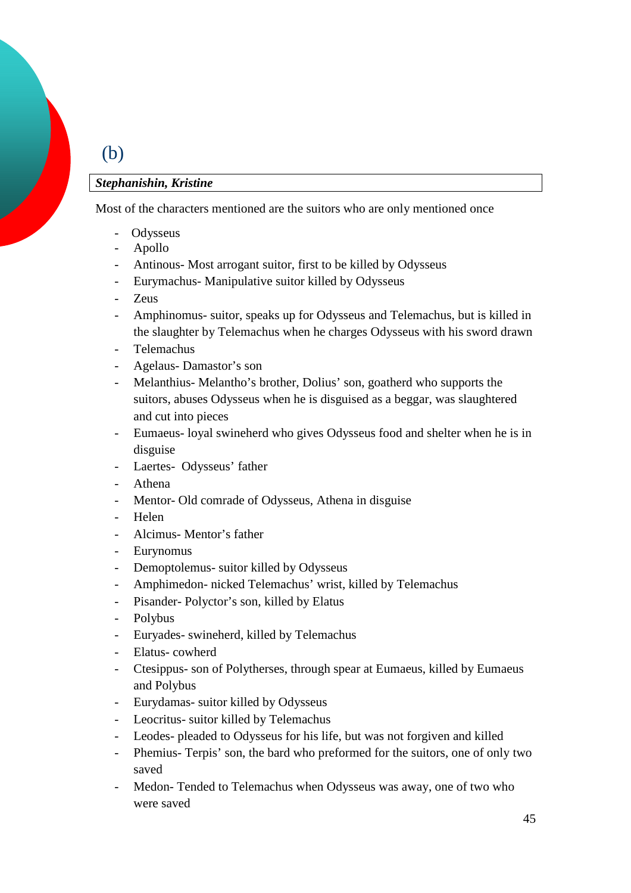(b)

***Stephanishin, Kristine***

Most of the characters mentioned are the suitors who are only mentioned once

- Odysseus
- Apollo
- Antinous- Most arrogant suitor, first to be killed by Odysseus
- Eurymachus- Manipulative suitor killed by Odysseus
- Zeus
- Amphinomus- suitor, speaks up for Odysseus and Telemachus, but is killed in the slaughter by Telemachus when he charges Odysseus with his sword drawn
- Telemachus
- Agelaus- Damastor's son
- Melanthius- Melantho's brother, Dolius' son, goatherd who supports the suitors, abuses Odysseus when he is disguised as a beggar, was slaughtered and cut into pieces
- Eumaeus- loyal swineherd who gives Odysseus food and shelter when he is in disguise
- Laertes- Odysseus' father
- Athena
- Mentor- Old comrade of Odysseus, Athena in disguise
- Helen
- Alcimus- Mentor's father
- Eurynomus
- Demoptolemus- suitor killed by Odysseus
- Amphimedon- nicked Telemachus' wrist, killed by Telemachus
- Pisander- Polyctor's son, killed by Elatus
- Polybus
- Euryades- swineherd, killed by Telemachus
- Elatus- cowherd
- Ctesippus- son of Polytherses, through spear at Eumaeus, killed by Eumaeus and Polybus
- Eurydamas- suitor killed by Odysseus
- Leocritus- suitor killed by Telemachus
- Leodes- pleaded to Odysseus for his life, but was not forgiven and killed
- Phemius- Terpis' son, the bard who preformed for the suitors, one of only two saved
- Medon- Tended to Telemachus when Odysseus was away, one of two who were saved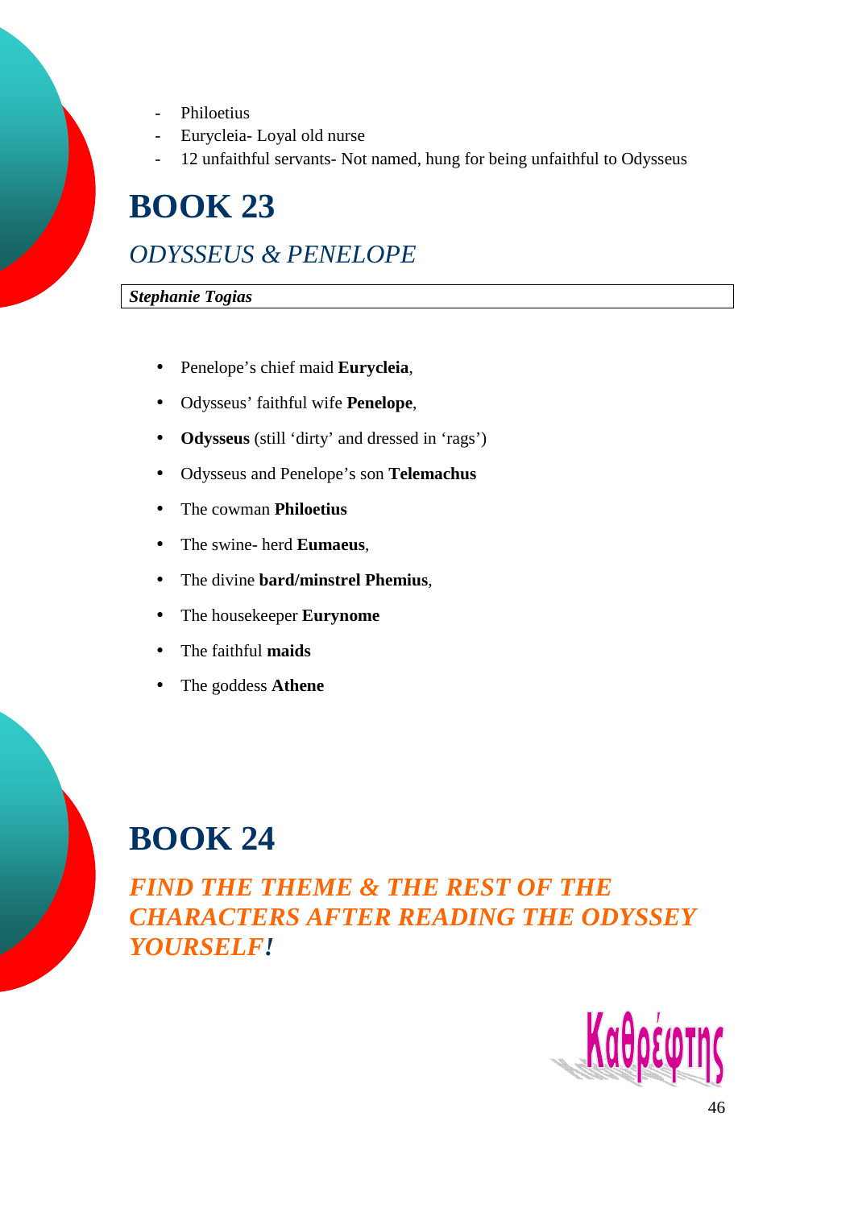- Philoetius
- Eurycleia- Loyal old nurse
- 12 unfaithful servants- Not named, hung for being unfaithful to Odysseus

# BOOK 23

## *ODYSSEUS & PENELOPE*

***Stephanie Togias***

- Penelope's chief maid **Eurycleia**,
- Odysseus' faithful wife **Penelope**,
- **Odysseus** (still 'dirty' and dressed in 'rags')
- Odysseus and Penelope's son **Telemachus**
- The cowman **Philoetius**
- The swine- herd **Eumaeus**,
- The divine **bard/minstrel Phemius**,
- The housekeeper **Eurynome**
- The faithful **maids**
- The goddess **Athene**

# BOOK 24

## *FIND THE THEME & THE REST OF THE CHARACTERS AFTER READING THE ODYSSEY YOURSELF!*

Καθρέφτης